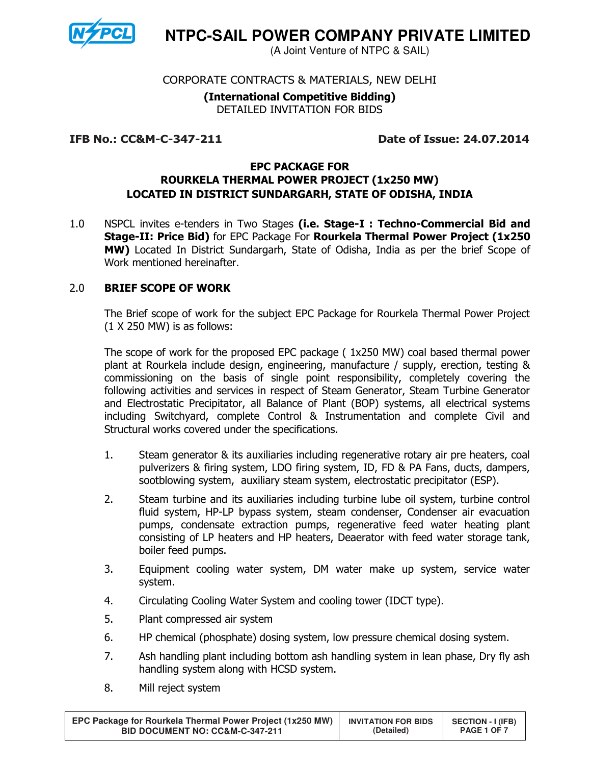# NTPC-SAIL POWER COMPANY PRIVATE LIMITED

(A Joint Venture of NTPC & SAIL)

CORPORATE CONTRACTS & MATERIALS, NEW DELHI

**(International Competitive Bidding)**

DETAILED INVITATION FOR BIDS

**IFB No.: CC&M-C-347-211** **Date of Issue: 24.07.2014**

## EPC PACKAGE FOR ROURKELA THERMAL POWER PROJECT (1x250 MW) LOCATED IN DISTRICT SUNDARGARH, STATE OF ODISHA, INDIA

1.0 NSPCL invites e-tenders in Two Stages **(i.e. Stage-I : Techno-Commercial Bid and Stage-II: Price Bid)** for EPC Package For **Rourkela Thermal Power Project (1x250 MW)** Located In District Sundargarh, State of Odisha, India as per the brief Scope of Work mentioned hereinafter.

2.0 **BRIEF SCOPE OF WORK**

The Brief scope of work for the subject EPC Package for Rourkela Thermal Power Project (1 X 250 MW) is as follows:

The scope of work for the proposed EPC package ( 1x250 MW) coal based thermal power plant at Rourkela include design, engineering, manufacture / supply, erection, testing & commissioning on the basis of single point responsibility, completely covering the following activities and services in respect of Steam Generator, Steam Turbine Generator and Electrostatic Precipitator, all Balance of Plant (BOP) systems, all electrical systems including Switchyard, complete Control & Instrumentation and complete Civil and Structural works covered under the specifications.

1. Steam generator & its auxiliaries including regenerative rotary air pre heaters, coal pulverizers & firing system, LDO firing system, ID, FD & PA Fans, ducts, dampers, sootblowing system, auxiliary steam system, electrostatic precipitator (ESP).
2. Steam turbine and its auxiliaries including turbine lube oil system, turbine control fluid system, HP-LP bypass system, steam condenser, Condenser air evacuation pumps, condensate extraction pumps, regenerative feed water heating plant consisting of LP heaters and HP heaters, Deaerator with feed water storage tank, boiler feed pumps.
3. Equipment cooling water system, DM water make up system, service water system.
4. Circulating Cooling Water System and cooling tower (IDCT type).
5. Plant compressed air system
6. HP chemical (phosphate) dosing system, low pressure chemical dosing system.
7. Ash handling plant including bottom ash handling system in lean phase, Dry fly ash handling system along with HCSD system.
8. Mill reject system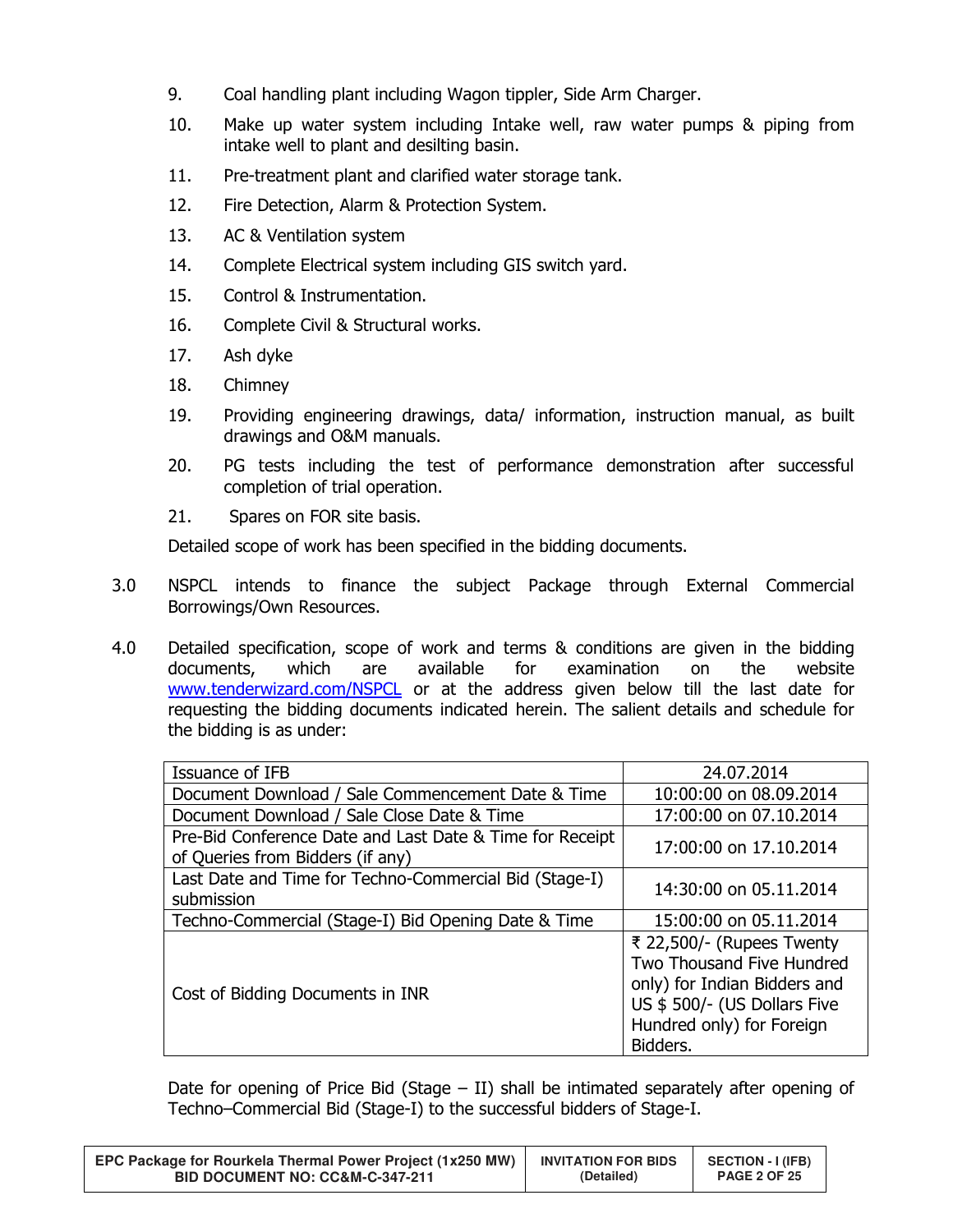9. Coal handling plant including Wagon tippler, Side Arm Charger.
10. Make up water system including Intake well, raw water pumps & piping from intake well to plant and desilting basin.
11. Pre-treatment plant and clarified water storage tank.
12. Fire Detection, Alarm & Protection System.
13. AC & Ventilation system
14. Complete Electrical system including GIS switch yard.
15. Control & Instrumentation.
16. Complete Civil & Structural works.
17. Ash dyke
18. Chimney
19. Providing engineering drawings, data/ information, instruction manual, as built drawings and O&M manuals.
20. PG tests including the test of performance demonstration after successful completion of trial operation.
21. Spares on FOR site basis.

Detailed scope of work has been specified in the bidding documents.

3.0 NSPCL intends to finance the subject Package through External Commercial Borrowings/Own Resources.

4.0 Detailed specification, scope of work and terms & conditions are given in the bidding documents, which are available for examination on the website [www.tenderwizard.com/NSPCL](http://www.tenderwizard.com/NSPCL) or at the address given below till the last date for requesting the bidding documents indicated herein. The salient details and schedule for the bidding is as under:

| Issuance of IFB | 24.07.2014 |
|---|---|
| Document Download / Sale Commencement Date & Time | 10:00:00 on 08.09.2014 |
| Document Download / Sale Close Date & Time | 17:00:00 on 07.10.2014 |
| Pre-Bid Conference Date and Last Date & Time for Receipt of Queries from Bidders (if any) | 17:00:00 on 17.10.2014 |
| Last Date and Time for Techno-Commercial Bid (Stage-I) submission | 14:30:00 on 05.11.2014 |
| Techno-Commercial (Stage-I) Bid Opening Date & Time | 15:00:00 on 05.11.2014 |
| Cost of Bidding Documents in INR | ₹ 22,500/- (Rupees Twenty Two Thousand Five Hundred only) for Indian Bidders and US $ 500/- (US Dollars Five Hundred only) for Foreign Bidders. |

Date for opening of Price Bid (Stage – II) shall be intimated separately after opening of Techno–Commercial Bid (Stage-I) to the successful bidders of Stage-I.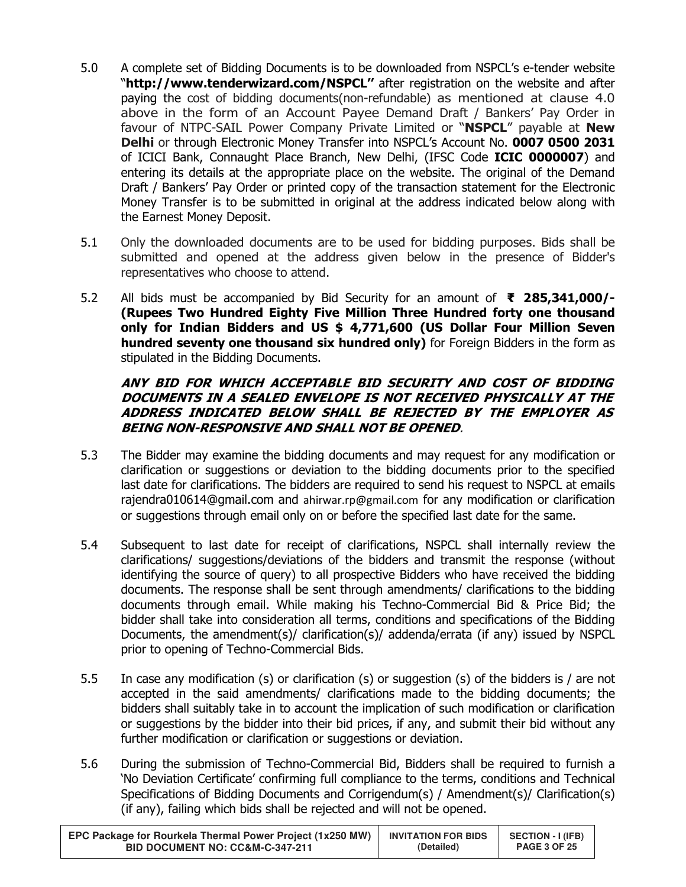5.0 A complete set of Bidding Documents is to be downloaded from NSPCL's e-tender website "**http://www.tenderwizard.com/NSPCL"** after registration on the website and after paying the cost of bidding documents(non-refundable) as mentioned at clause 4.0 above in the form of an Account Payee Demand Draft / Bankers' Pay Order in favour of NTPC-SAIL Power Company Private Limited or "**NSPCL**" payable at **New Delhi** or through Electronic Money Transfer into NSPCL's Account No. **0007 0500 2031** of ICICI Bank, Connaught Place Branch, New Delhi, (IFSC Code **ICIC 0000007**) and entering its details at the appropriate place on the website. The original of the Demand Draft / Bankers' Pay Order or printed copy of the transaction statement for the Electronic Money Transfer is to be submitted in original at the address indicated below along with the Earnest Money Deposit.

5.1 Only the downloaded documents are to be used for bidding purposes. Bids shall be submitted and opened at the address given below in the presence of Bidder's representatives who choose to attend.

5.2 All bids must be accompanied by Bid Security for an amount of **₹ 285,341,000/- (Rupees Two Hundred Eighty Five Million Three Hundred forty one thousand only for Indian Bidders and US $ 4,771,600 (US Dollar Four Million Seven hundred seventy one thousand six hundred only)** for Foreign Bidders in the form as stipulated in the Bidding Documents.

***ANY BID FOR WHICH ACCEPTABLE BID SECURITY AND COST OF BIDDING DOCUMENTS IN A SEALED ENVELOPE IS NOT RECEIVED PHYSICALLY AT THE ADDRESS INDICATED BELOW SHALL BE REJECTED BY THE EMPLOYER AS BEING NON-RESPONSIVE AND SHALL NOT BE OPENED.***

5.3 The Bidder may examine the bidding documents and may request for any modification or clarification or suggestions or deviation to the bidding documents prior to the specified last date for clarifications. The bidders are required to send his request to NSPCL at emails rajendra010614@gmail.com and ahirwar.rp@gmail.com for any modification or clarification or suggestions through email only on or before the specified last date for the same.

5.4 Subsequent to last date for receipt of clarifications, NSPCL shall internally review the clarifications/ suggestions/deviations of the bidders and transmit the response (without identifying the source of query) to all prospective Bidders who have received the bidding documents. The response shall be sent through amendments/ clarifications to the bidding documents through email. While making his Techno-Commercial Bid & Price Bid; the bidder shall take into consideration all terms, conditions and specifications of the Bidding Documents, the amendment(s)/ clarification(s)/ addenda/errata (if any) issued by NSPCL prior to opening of Techno-Commercial Bids.

5.5 In case any modification (s) or clarification (s) or suggestion (s) of the bidders is / are not accepted in the said amendments/ clarifications made to the bidding documents; the bidders shall suitably take in to account the implication of such modification or clarification or suggestions by the bidder into their bid prices, if any, and submit their bid without any further modification or clarification or suggestions or deviation.

5.6 During the submission of Techno-Commercial Bid, Bidders shall be required to furnish a 'No Deviation Certificate' confirming full compliance to the terms, conditions and Technical Specifications of Bidding Documents and Corrigendum(s) / Amendment(s)/ Clarification(s) (if any), failing which bids shall be rejected and will not be opened.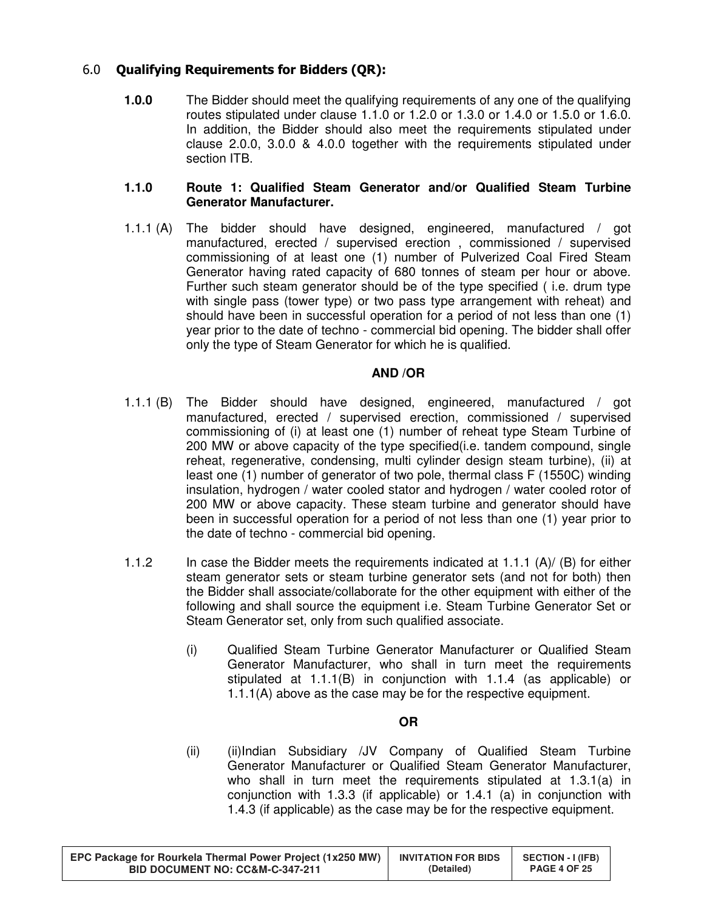## 6.0 **Qualifying Requirements for Bidders (QR):**

**1.0.0** The Bidder should meet the qualifying requirements of any one of the qualifying routes stipulated under clause 1.1.0 or 1.2.0 or 1.3.0 or 1.4.0 or 1.5.0 or 1.6.0. In addition, the Bidder should also meet the requirements stipulated under clause 2.0.0, 3.0.0 & 4.0.0 together with the requirements stipulated under section ITB.

**1.1.0 Route 1: Qualified Steam Generator and/or Qualified Steam Turbine Generator Manufacturer.**

1.1.1 (A) The bidder should have designed, engineered, manufactured / got manufactured, erected / supervised erection , commissioned / supervised commissioning of at least one (1) number of Pulverized Coal Fired Steam Generator having rated capacity of 680 tonnes of steam per hour or above. Further such steam generator should be of the type specified ( i.e. drum type with single pass (tower type) or two pass type arrangement with reheat) and should have been in successful operation for a period of not less than one (1) year prior to the date of techno - commercial bid opening. The bidder shall offer only the type of Steam Generator for which he is qualified.

**AND /OR**

1.1.1 (B) The Bidder should have designed, engineered, manufactured / got manufactured, erected / supervised erection, commissioned / supervised commissioning of (i) at least one (1) number of reheat type Steam Turbine of 200 MW or above capacity of the type specified(i.e. tandem compound, single reheat, regenerative, condensing, multi cylinder design steam turbine), (ii) at least one (1) number of generator of two pole, thermal class F (1550C) winding insulation, hydrogen / water cooled stator and hydrogen / water cooled rotor of 200 MW or above capacity. These steam turbine and generator should have been in successful operation for a period of not less than one (1) year prior to the date of techno - commercial bid opening.

1.1.2 In case the Bidder meets the requirements indicated at 1.1.1 (A)/ (B) for either steam generator sets or steam turbine generator sets (and not for both) then the Bidder shall associate/collaborate for the other equipment with either of the following and shall source the equipment i.e. Steam Turbine Generator Set or Steam Generator set, only from such qualified associate.

(i) Qualified Steam Turbine Generator Manufacturer or Qualified Steam Generator Manufacturer, who shall in turn meet the requirements stipulated at 1.1.1(B) in conjunction with 1.1.4 (as applicable) or 1.1.1(A) above as the case may be for the respective equipment.

**OR**

(ii) (ii)Indian Subsidiary /JV Company of Qualified Steam Turbine Generator Manufacturer or Qualified Steam Generator Manufacturer, who shall in turn meet the requirements stipulated at 1.3.1(a) in conjunction with 1.3.3 (if applicable) or 1.4.1 (a) in conjunction with 1.4.3 (if applicable) as the case may be for the respective equipment.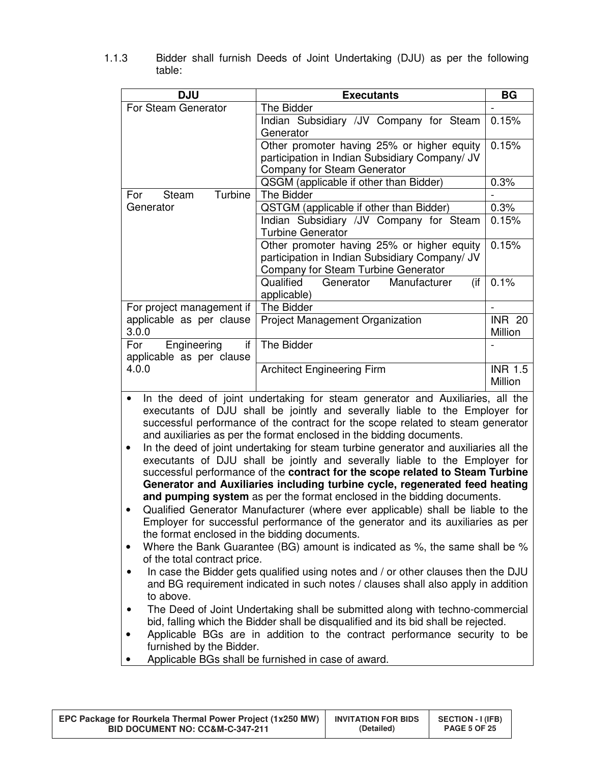1.1.3 Bidder shall furnish Deeds of Joint Undertaking (DJU) as per the following table:

| DJU | Executants | BG |
|---|---|---|
| For Steam Generator | The Bidder | - |
| | Indian Subsidiary /JV Company for Steam Generator | 0.15% |
| | Other promoter having 25% or higher equity participation in Indian Subsidiary Company/ JV Company for Steam Generator | 0.15% |
| | QSGM (applicable if other than Bidder) | 0.3% |
| For Steam Turbine Generator | The Bidder | - |
| | QSTGM (applicable if other than Bidder) | 0.3% |
| | Indian Subsidiary /JV Company for Steam Turbine Generator | 0.15% |
| | Other promoter having 25% or higher equity participation in Indian Subsidiary Company/ JV Company for Steam Turbine Generator | 0.15% |
| | Qualified Generator Manufacturer (if applicable) | 0.1% |
| For project management if applicable as per clause 3.0.0 | The Bidder | - |
| | Project Management Organization | INR 20 Million |
| For Engineering if applicable as per clause 4.0.0 | The Bidder | - |
| | Architect Engineering Firm | INR 1.5 Million |

- In the deed of joint undertaking for steam generator and Auxiliaries, all the executants of DJU shall be jointly and severally liable to the Employer for successful performance of the contract for the scope related to steam generator and auxiliaries as per the format enclosed in the bidding documents.
- In the deed of joint undertaking for steam turbine generator and auxiliaries all the executants of DJU shall be jointly and severally liable to the Employer for successful performance of the **contract for the scope related to Steam Turbine Generator and Auxiliaries including turbine cycle, regenerated feed heating and pumping system** as per the format enclosed in the bidding documents.
- Qualified Generator Manufacturer (where ever applicable) shall be liable to the Employer for successful performance of the generator and its auxiliaries as per the format enclosed in the bidding documents.
- Where the Bank Guarantee (BG) amount is indicated as %, the same shall be % of the total contract price.
- In case the Bidder gets qualified using notes and / or other clauses then the DJU and BG requirement indicated in such notes / clauses shall also apply in addition to above.
- The Deed of Joint Undertaking shall be submitted along with techno-commercial bid, falling which the Bidder shall be disqualified and its bid shall be rejected.
- Applicable BGs are in addition to the contract performance security to be furnished by the Bidder.
- Applicable BGs shall be furnished in case of award.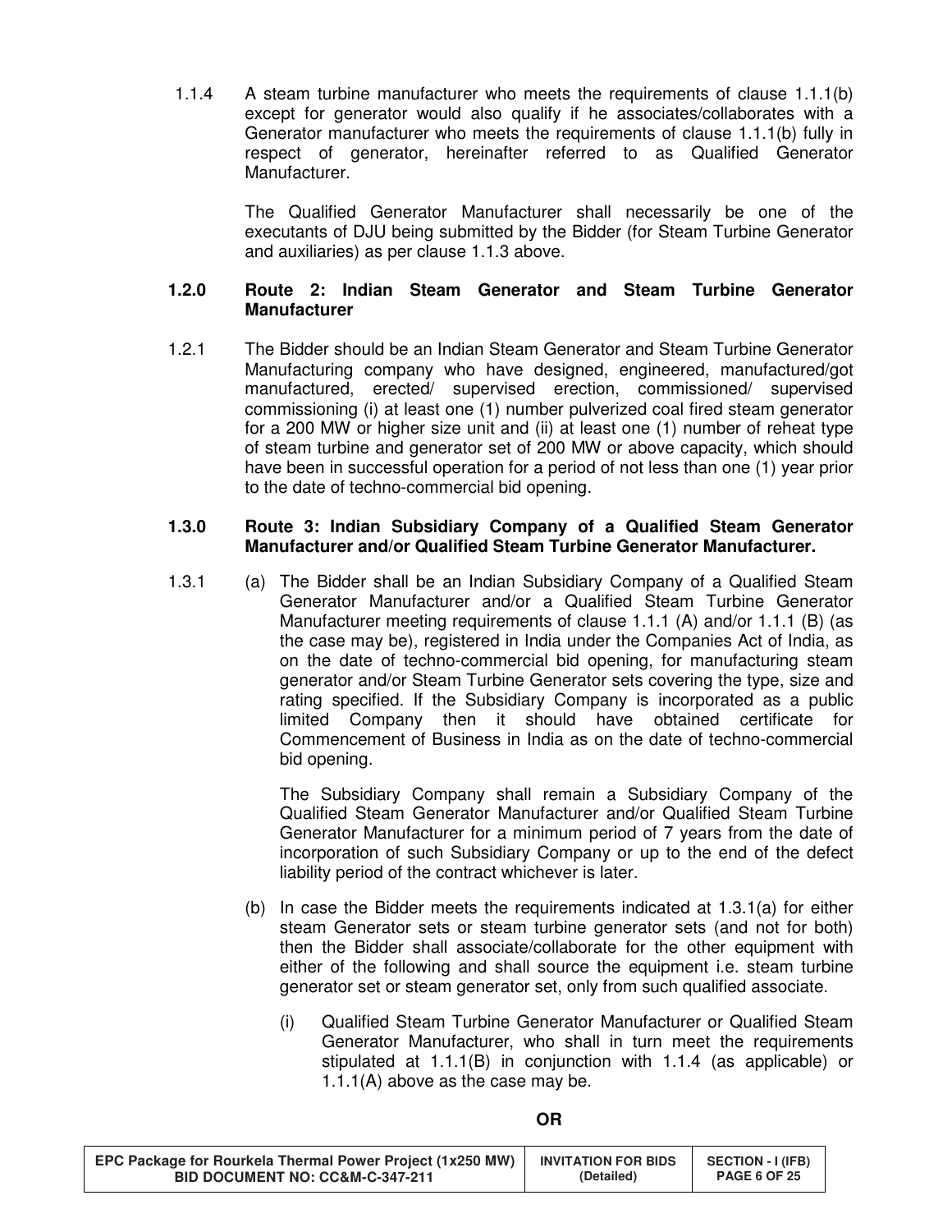1.1.4 A steam turbine manufacturer who meets the requirements of clause 1.1.1(b) except for generator would also qualify if he associates/collaborates with a Generator manufacturer who meets the requirements of clause 1.1.1(b) fully in respect of generator, hereinafter referred to as Qualified Generator Manufacturer.

The Qualified Generator Manufacturer shall necessarily be one of the executants of DJU being submitted by the Bidder (for Steam Turbine Generator and auxiliaries) as per clause 1.1.3 above.

**1.2.0 Route 2: Indian Steam Generator and Steam Turbine Generator Manufacturer**

1.2.1 The Bidder should be an Indian Steam Generator and Steam Turbine Generator Manufacturing company who have designed, engineered, manufactured/got manufactured, erected/ supervised erection, commissioned/ supervised commissioning (i) at least one (1) number pulverized coal fired steam generator for a 200 MW or higher size unit and (ii) at least one (1) number of reheat type of steam turbine and generator set of 200 MW or above capacity, which should have been in successful operation for a period of not less than one (1) year prior to the date of techno-commercial bid opening.

**1.3.0 Route 3: Indian Subsidiary Company of a Qualified Steam Generator Manufacturer and/or Qualified Steam Turbine Generator Manufacturer.**

1.3.1 (a) The Bidder shall be an Indian Subsidiary Company of a Qualified Steam Generator Manufacturer and/or a Qualified Steam Turbine Generator Manufacturer meeting requirements of clause 1.1.1 (A) and/or 1.1.1 (B) (as the case may be), registered in India under the Companies Act of India, as on the date of techno-commercial bid opening, for manufacturing steam generator and/or Steam Turbine Generator sets covering the type, size and rating specified. If the Subsidiary Company is incorporated as a public limited Company then it should have obtained certificate for Commencement of Business in India as on the date of techno-commercial bid opening.

The Subsidiary Company shall remain a Subsidiary Company of the Qualified Steam Generator Manufacturer and/or Qualified Steam Turbine Generator Manufacturer for a minimum period of 7 years from the date of incorporation of such Subsidiary Company or up to the end of the defect liability period of the contract whichever is later.

(b) In case the Bidder meets the requirements indicated at 1.3.1(a) for either steam Generator sets or steam turbine generator sets (and not for both) then the Bidder shall associate/collaborate for the other equipment with either of the following and shall source the equipment i.e. steam turbine generator set or steam generator set, only from such qualified associate.

(i) Qualified Steam Turbine Generator Manufacturer or Qualified Steam Generator Manufacturer, who shall in turn meet the requirements stipulated at 1.1.1(B) in conjunction with 1.1.4 (as applicable) or 1.1.1(A) above as the case may be.

**OR**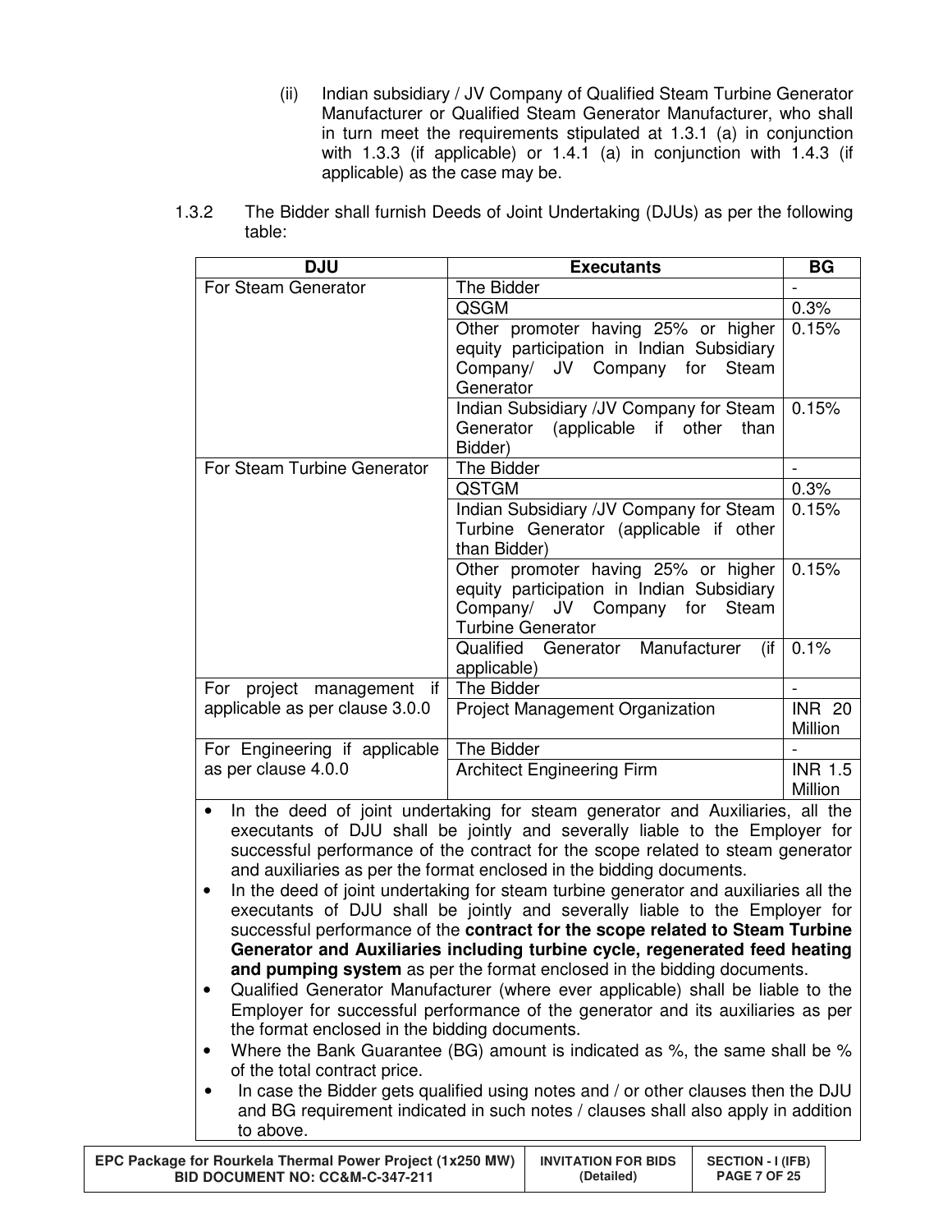(ii) Indian subsidiary / JV Company of Qualified Steam Turbine Generator Manufacturer or Qualified Steam Generator Manufacturer, who shall in turn meet the requirements stipulated at 1.3.1 (a) in conjunction with 1.3.3 (if applicable) or 1.4.1 (a) in conjunction with 1.4.3 (if applicable) as the case may be.

1.3.2 The Bidder shall furnish Deeds of Joint Undertaking (DJUs) as per the following table:

| DJU | Executants | BG |
|---|---|---|
| For Steam Generator | The Bidder | - |
| | QSGM | 0.3% |
| | Other promoter having 25% or higher equity participation in Indian Subsidiary Company/ JV Company for Steam Generator | 0.15% |
| | Indian Subsidiary /JV Company for Steam Generator (applicable if other than Bidder) | 0.15% |
| For Steam Turbine Generator | The Bidder | - |
| | QSTGM | 0.3% |
| | Indian Subsidiary /JV Company for Steam Turbine Generator (applicable if other than Bidder) | 0.15% |
| | Other promoter having 25% or higher equity participation in Indian Subsidiary Company/ JV Company for Steam Turbine Generator | 0.15% |
| | Qualified Generator Manufacturer (if applicable) | 0.1% |
| For project management if applicable as per clause 3.0.0 | The Bidder | - |
| | Project Management Organization | INR 20 Million |
| For Engineering if applicable as per clause 4.0.0 | The Bidder | - |
| | Architect Engineering Firm | INR 1.5 Million |

- In the deed of joint undertaking for steam generator and Auxiliaries, all the executants of DJU shall be jointly and severally liable to the Employer for successful performance of the contract for the scope related to steam generator and auxiliaries as per the format enclosed in the bidding documents.
- In the deed of joint undertaking for steam turbine generator and auxiliaries all the executants of DJU shall be jointly and severally liable to the Employer for successful performance of the **contract for the scope related to Steam Turbine Generator and Auxiliaries including turbine cycle, regenerated feed heating and pumping system** as per the format enclosed in the bidding documents.
- Qualified Generator Manufacturer (where ever applicable) shall be liable to the Employer for successful performance of the generator and its auxiliaries as per the format enclosed in the bidding documents.
- Where the Bank Guarantee (BG) amount is indicated as %, the same shall be % of the total contract price.
- In case the Bidder gets qualified using notes and / or other clauses then the DJU and BG requirement indicated in such notes / clauses shall also apply in addition to above.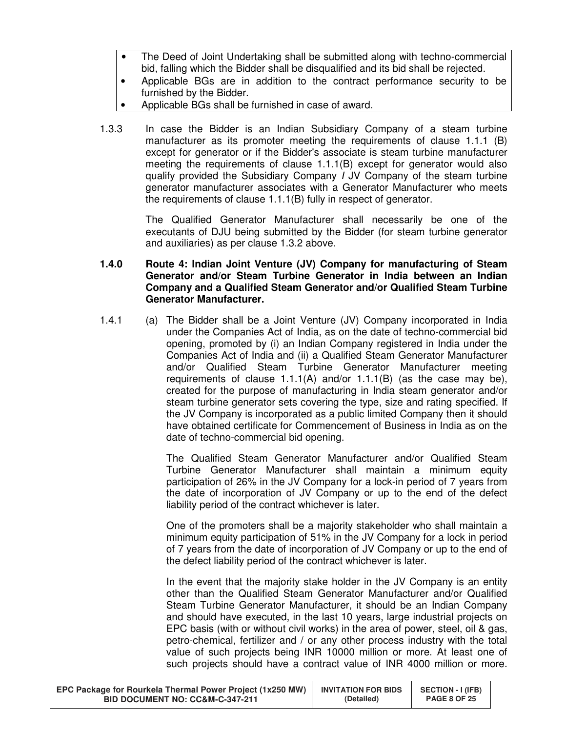- The Deed of Joint Undertaking shall be submitted along with techno-commercial bid, falling which the Bidder shall be disqualified and its bid shall be rejected.
- Applicable BGs are in addition to the contract performance security to be furnished by the Bidder.
- Applicable BGs shall be furnished in case of award.

1.3.3 In case the Bidder is an Indian Subsidiary Company of a steam turbine manufacturer as its promoter meeting the requirements of clause 1.1.1 (B) except for generator or if the Bidder's associate is steam turbine manufacturer meeting the requirements of clause 1.1.1(B) except for generator would also qualify provided the Subsidiary Company / JV Company of the steam turbine generator manufacturer associates with a Generator Manufacturer who meets the requirements of clause 1.1.1(B) fully in respect of generator.

The Qualified Generator Manufacturer shall necessarily be one of the executants of DJU being submitted by the Bidder (for steam turbine generator and auxiliaries) as per clause 1.3.2 above.

**1.4.0 Route 4: Indian Joint Venture (JV) Company for manufacturing of Steam Generator and/or Steam Turbine Generator in India between an Indian Company and a Qualified Steam Generator and/or Qualified Steam Turbine Generator Manufacturer.**

1.4.1 (a) The Bidder shall be a Joint Venture (JV) Company incorporated in India under the Companies Act of India, as on the date of techno-commercial bid opening, promoted by (i) an Indian Company registered in India under the Companies Act of India and (ii) a Qualified Steam Generator Manufacturer and/or Qualified Steam Turbine Generator Manufacturer meeting requirements of clause 1.1.1(A) and/or 1.1.1(B) (as the case may be), created for the purpose of manufacturing in India steam generator and/or steam turbine generator sets covering the type, size and rating specified. If the JV Company is incorporated as a public limited Company then it should have obtained certificate for Commencement of Business in India as on the date of techno-commercial bid opening.

The Qualified Steam Generator Manufacturer and/or Qualified Steam Turbine Generator Manufacturer shall maintain a minimum equity participation of 26% in the JV Company for a lock-in period of 7 years from the date of incorporation of JV Company or up to the end of the defect liability period of the contract whichever is later.

One of the promoters shall be a majority stakeholder who shall maintain a minimum equity participation of 51% in the JV Company for a lock in period of 7 years from the date of incorporation of JV Company or up to the end of the defect liability period of the contract whichever is later.

In the event that the majority stake holder in the JV Company is an entity other than the Qualified Steam Generator Manufacturer and/or Qualified Steam Turbine Generator Manufacturer, it should be an Indian Company and should have executed, in the last 10 years, large industrial projects on EPC basis (with or without civil works) in the area of power, steel, oil & gas, petro-chemical, fertilizer and / or any other process industry with the total value of such projects being INR 10000 million or more. At least one of such projects should have a contract value of INR 4000 million or more.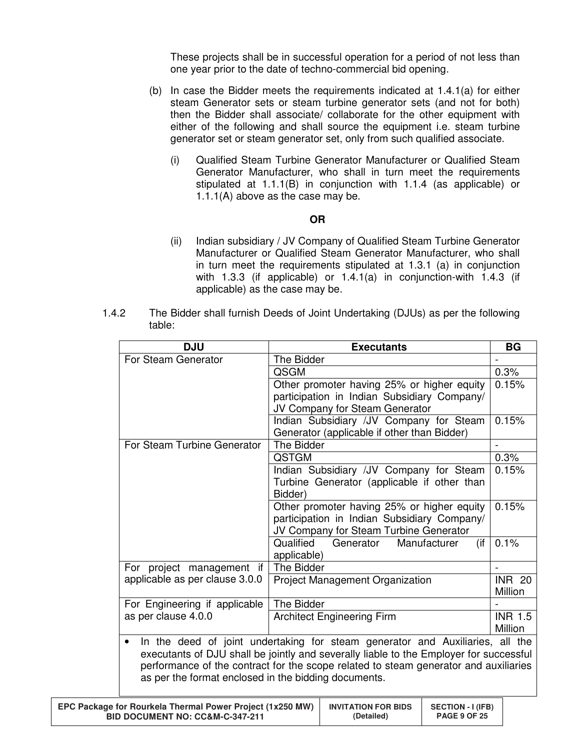These projects shall be in successful operation for a period of not less than one year prior to the date of techno-commercial bid opening.

(b) In case the Bidder meets the requirements indicated at 1.4.1(a) for either steam Generator sets or steam turbine generator sets (and not for both) then the Bidder shall associate/ collaborate for the other equipment with either of the following and shall source the equipment i.e. steam turbine generator set or steam generator set, only from such qualified associate.

(i) Qualified Steam Turbine Generator Manufacturer or Qualified Steam Generator Manufacturer, who shall in turn meet the requirements stipulated at 1.1.1(B) in conjunction with 1.1.4 (as applicable) or 1.1.1(A) above as the case may be.

**OR**

(ii) Indian subsidiary / JV Company of Qualified Steam Turbine Generator Manufacturer or Qualified Steam Generator Manufacturer, who shall in turn meet the requirements stipulated at 1.3.1 (a) in conjunction with 1.3.3 (if applicable) or 1.4.1(a) in conjunction-with 1.4.3 (if applicable) as the case may be.

1.4.2 The Bidder shall furnish Deeds of Joint Undertaking (DJUs) as per the following table:

| DJU | Executants | BG |
|---|---|---|
| For Steam Generator | The Bidder | - |
| | QSGM | 0.3% |
| | Other promoter having 25% or higher equity participation in Indian Subsidiary Company/ JV Company for Steam Generator | 0.15% |
| | Indian Subsidiary /JV Company for Steam Generator (applicable if other than Bidder) | 0.15% |
| For Steam Turbine Generator | The Bidder | - |
| | QSTGM | 0.3% |
| | Indian Subsidiary /JV Company for Steam Turbine Generator (applicable if other than Bidder) | 0.15% |
| | Other promoter having 25% or higher equity participation in Indian Subsidiary Company/ JV Company for Steam Turbine Generator | 0.15% |
| | Qualified Generator Manufacturer (if applicable) | 0.1% |
| For project management if applicable as per clause 3.0.0 | The Bidder | - |
| | Project Management Organization | INR 20 Million |
| For Engineering if applicable as per clause 4.0.0 | The Bidder | - |
| | Architect Engineering Firm | INR 1.5 Million |

- In the deed of joint undertaking for steam generator and Auxiliaries, all the executants of DJU shall be jointly and severally liable to the Employer for successful performance of the contract for the scope related to steam generator and auxiliaries as per the format enclosed in the bidding documents.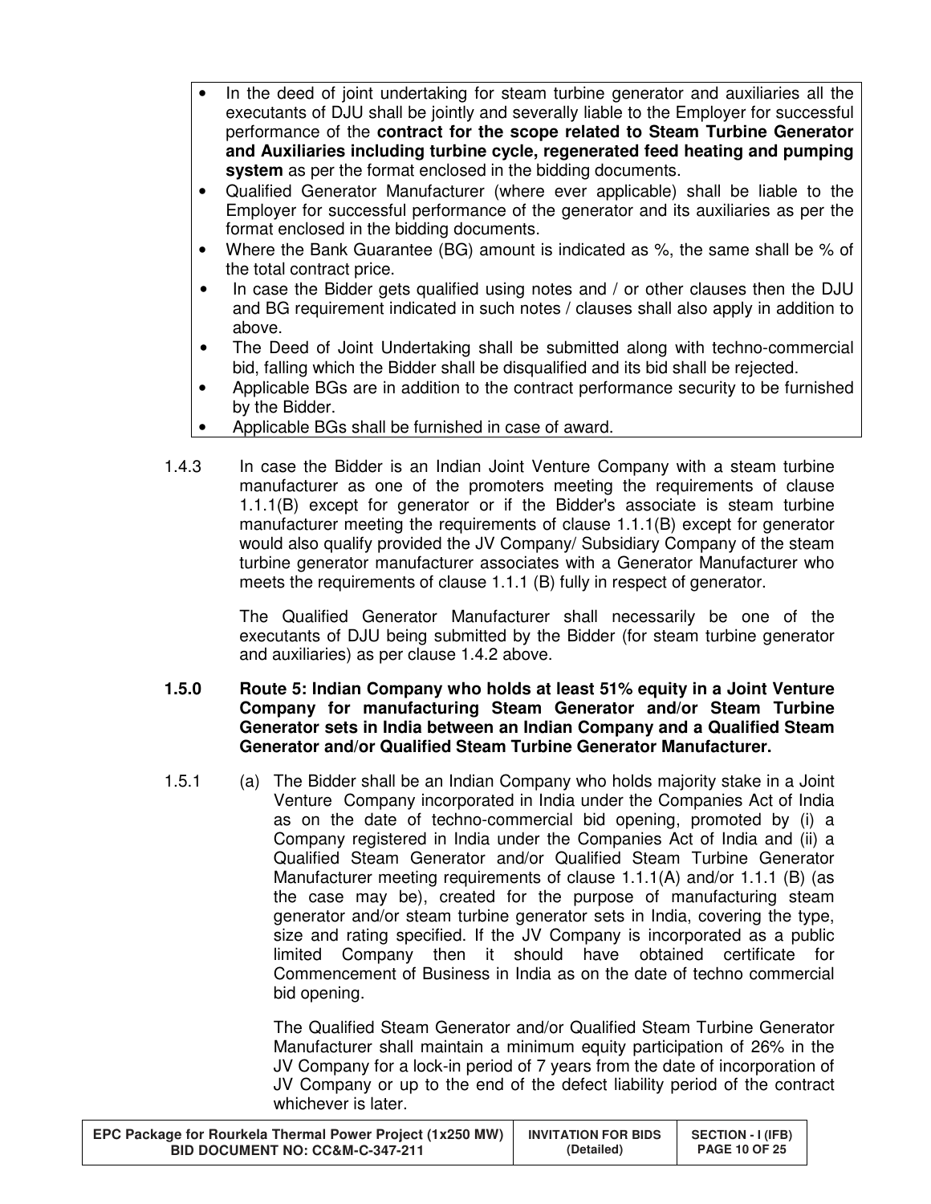- In the deed of joint undertaking for steam turbine generator and auxiliaries all the executants of DJU shall be jointly and severally liable to the Employer for successful performance of the **contract for the scope related to Steam Turbine Generator and Auxiliaries including turbine cycle, regenerated feed heating and pumping system** as per the format enclosed in the bidding documents.
- Qualified Generator Manufacturer (where ever applicable) shall be liable to the Employer for successful performance of the generator and its auxiliaries as per the format enclosed in the bidding documents.
- Where the Bank Guarantee (BG) amount is indicated as %, the same shall be % of the total contract price.
- In case the Bidder gets qualified using notes and / or other clauses then the DJU and BG requirement indicated in such notes / clauses shall also apply in addition to above.
- The Deed of Joint Undertaking shall be submitted along with techno-commercial bid, falling which the Bidder shall be disqualified and its bid shall be rejected.
- Applicable BGs are in addition to the contract performance security to be furnished by the Bidder.
- Applicable BGs shall be furnished in case of award.

1.4.3 In case the Bidder is an Indian Joint Venture Company with a steam turbine manufacturer as one of the promoters meeting the requirements of clause 1.1.1(B) except for generator or if the Bidder's associate is steam turbine manufacturer meeting the requirements of clause 1.1.1(B) except for generator would also qualify provided the JV Company/ Subsidiary Company of the steam turbine generator manufacturer associates with a Generator Manufacturer who meets the requirements of clause 1.1.1 (B) fully in respect of generator.

The Qualified Generator Manufacturer shall necessarily be one of the executants of DJU being submitted by the Bidder (for steam turbine generator and auxiliaries) as per clause 1.4.2 above.

**1.5.0 Route 5: Indian Company who holds at least 51% equity in a Joint Venture Company for manufacturing Steam Generator and/or Steam Turbine Generator sets in India between an Indian Company and a Qualified Steam Generator and/or Qualified Steam Turbine Generator Manufacturer.**

1.5.1 (a) The Bidder shall be an Indian Company who holds majority stake in a Joint Venture Company incorporated in India under the Companies Act of India as on the date of techno-commercial bid opening, promoted by (i) a Company registered in India under the Companies Act of India and (ii) a Qualified Steam Generator and/or Qualified Steam Turbine Generator Manufacturer meeting requirements of clause 1.1.1(A) and/or 1.1.1 (B) (as the case may be), created for the purpose of manufacturing steam generator and/or steam turbine generator sets in India, covering the type, size and rating specified. If the JV Company is incorporated as a public limited Company then it should have obtained certificate for Commencement of Business in India as on the date of techno commercial bid opening.

The Qualified Steam Generator and/or Qualified Steam Turbine Generator Manufacturer shall maintain a minimum equity participation of 26% in the JV Company for a lock-in period of 7 years from the date of incorporation of JV Company or up to the end of the defect liability period of the contract whichever is later.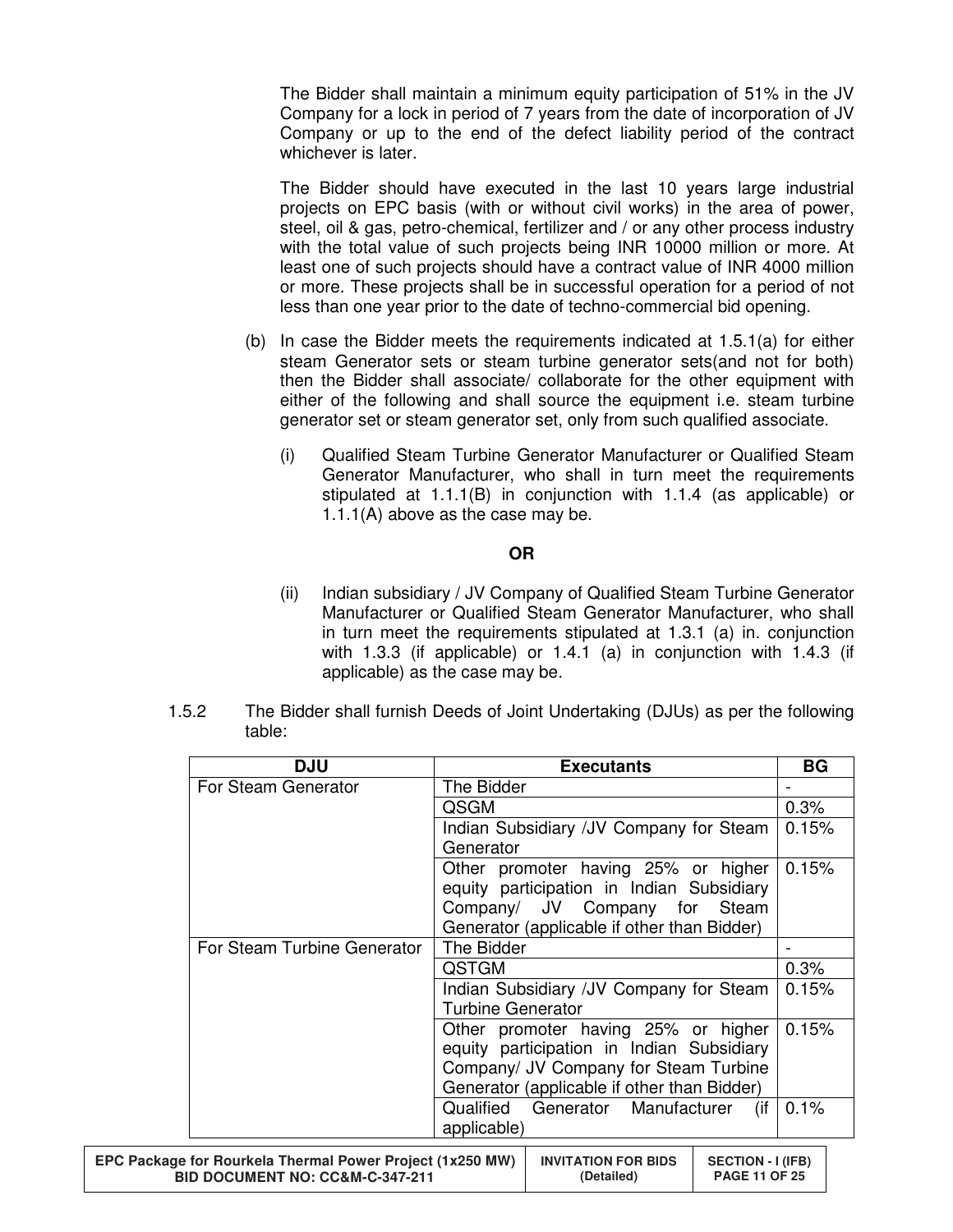The Bidder shall maintain a minimum equity participation of 51% in the JV Company for a lock in period of 7 years from the date of incorporation of JV Company or up to the end of the defect liability period of the contract whichever is later.

The Bidder should have executed in the last 10 years large industrial projects on EPC basis (with or without civil works) in the area of power, steel, oil & gas, petro-chemical, fertilizer and / or any other process industry with the total value of such projects being INR 10000 million or more. At least one of such projects should have a contract value of INR 4000 million or more. These projects shall be in successful operation for a period of not less than one year prior to the date of techno-commercial bid opening.

(b) In case the Bidder meets the requirements indicated at 1.5.1(a) for either steam Generator sets or steam turbine generator sets(and not for both) then the Bidder shall associate/ collaborate for the other equipment with either of the following and shall source the equipment i.e. steam turbine generator set or steam generator set, only from such qualified associate.

(i) Qualified Steam Turbine Generator Manufacturer or Qualified Steam Generator Manufacturer, who shall in turn meet the requirements stipulated at 1.1.1(B) in conjunction with 1.1.4 (as applicable) or 1.1.1(A) above as the case may be.

**OR**

(ii) Indian subsidiary / JV Company of Qualified Steam Turbine Generator Manufacturer or Qualified Steam Generator Manufacturer, who shall in turn meet the requirements stipulated at 1.3.1 (a) in. conjunction with 1.3.3 (if applicable) or 1.4.1 (a) in conjunction with 1.4.3 (if applicable) as the case may be.

1.5.2 The Bidder shall furnish Deeds of Joint Undertaking (DJUs) as per the following table:

| DJU | Executants | BG |
|---|---|---|
| For Steam Generator | The Bidder | - |
| | QSGM | 0.3% |
| | Indian Subsidiary /JV Company for Steam Generator | 0.15% |
| | Other promoter having 25% or higher equity participation in Indian Subsidiary Company/ JV Company for Steam Generator (applicable if other than Bidder) | 0.15% |
| For Steam Turbine Generator | The Bidder | - |
| | QSTGM | 0.3% |
| | Indian Subsidiary /JV Company for Steam Turbine Generator | 0.15% |
| | Other promoter having 25% or higher equity participation in Indian Subsidiary Company/ JV Company for Steam Turbine Generator (applicable if other than Bidder) | 0.15% |
| | Qualified Generator Manufacturer (if applicable) | 0.1% |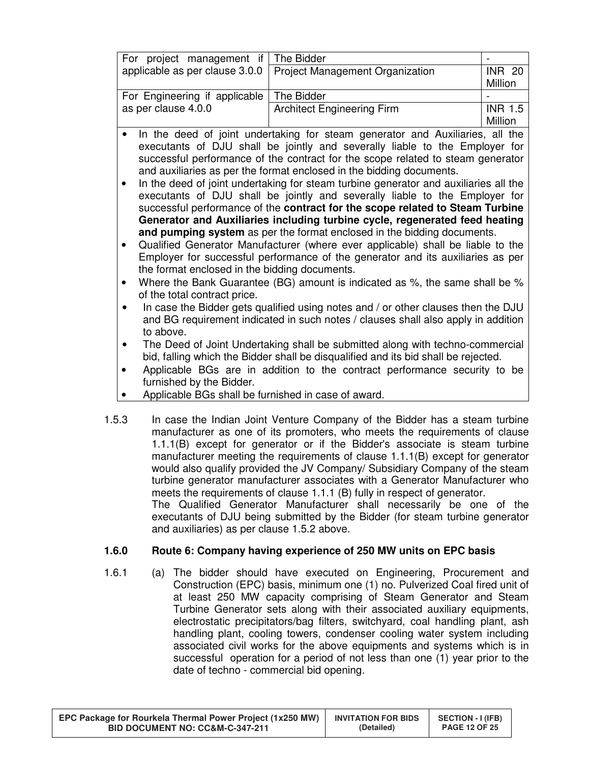| | | |
|---|---|---|
| For project management if applicable as per clause 3.0.0 | The Bidder | - |
| | Project Management Organization | INR 20 Million |
| For Engineering if applicable as per clause 4.0.0 | The Bidder | - |
| | Architect Engineering Firm | INR 1.5 Million |

- In the deed of joint undertaking for steam generator and Auxiliaries, all the executants of DJU shall be jointly and severally liable to the Employer for successful performance of the contract for the scope related to steam generator and auxiliaries as per the format enclosed in the bidding documents.
- In the deed of joint undertaking for steam turbine generator and auxiliaries all the executants of DJU shall be jointly and severally liable to the Employer for successful performance of the **contract for the scope related to Steam Turbine Generator and Auxiliaries including turbine cycle, regenerated feed heating and pumping system** as per the format enclosed in the bidding documents.
- Qualified Generator Manufacturer (where ever applicable) shall be liable to the Employer for successful performance of the generator and its auxiliaries as per the format enclosed in the bidding documents.
- Where the Bank Guarantee (BG) amount is indicated as %, the same shall be % of the total contract price.
- In case the Bidder gets qualified using notes and / or other clauses then the DJU and BG requirement indicated in such notes / clauses shall also apply in addition to above.
- The Deed of Joint Undertaking shall be submitted along with techno-commercial bid, falling which the Bidder shall be disqualified and its bid shall be rejected.
- Applicable BGs are in addition to the contract performance security to be furnished by the Bidder.
- Applicable BGs shall be furnished in case of award.

1.5.3 In case the Indian Joint Venture Company of the Bidder has a steam turbine manufacturer as one of its promoters, who meets the requirements of clause 1.1.1(B) except for generator or if the Bidder's associate is steam turbine manufacturer meeting the requirements of clause 1.1.1(B) except for generator would also qualify provided the JV Company/ Subsidiary Company of the steam turbine generator manufacturer associates with a Generator Manufacturer who meets the requirements of clause 1.1.1 (B) fully in respect of generator.

The Qualified Generator Manufacturer shall necessarily be one of the executants of DJU being submitted by the Bidder (for steam turbine generator and auxiliaries) as per clause 1.5.2 above.

### 1.6.0 Route 6: Company having experience of 250 MW units on EPC basis

1.6.1 (a) The bidder should have executed on Engineering, Procurement and Construction (EPC) basis, minimum one (1) no. Pulverized Coal fired unit of at least 250 MW capacity comprising of Steam Generator and Steam Turbine Generator sets along with their associated auxiliary equipments, electrostatic precipitators/bag filters, switchyard, coal handling plant, ash handling plant, cooling towers, condenser cooling water system including associated civil works for the above equipments and systems which is in successful operation for a period of not less than one (1) year prior to the date of techno - commercial bid opening.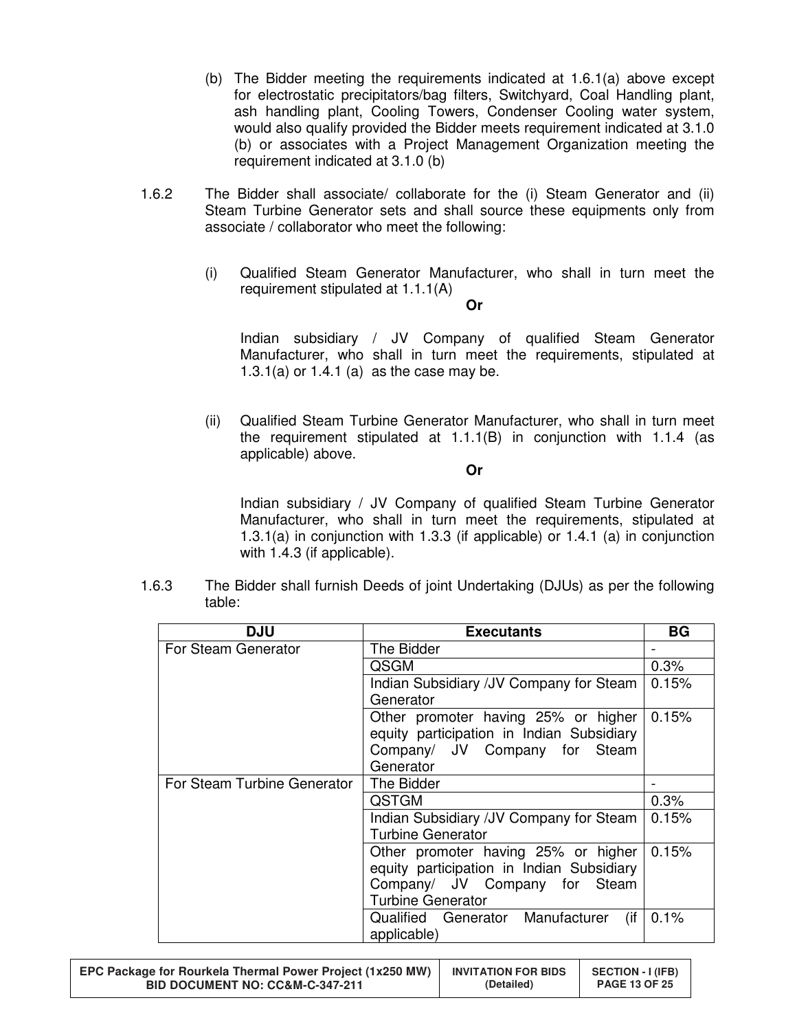(b) The Bidder meeting the requirements indicated at 1.6.1(a) above except for electrostatic precipitators/bag filters, Switchyard, Coal Handling plant, ash handling plant, Cooling Towers, Condenser Cooling water system, would also qualify provided the Bidder meets requirement indicated at 3.1.0 (b) or associates with a Project Management Organization meeting the requirement indicated at 3.1.0 (b)

1.6.2 The Bidder shall associate/ collaborate for the (i) Steam Generator and (ii) Steam Turbine Generator sets and shall source these equipments only from associate / collaborator who meet the following:

(i) Qualified Steam Generator Manufacturer, who shall in turn meet the requirement stipulated at 1.1.1(A)

**Or**

Indian subsidiary / JV Company of qualified Steam Generator Manufacturer, who shall in turn meet the requirements, stipulated at 1.3.1(a) or 1.4.1 (a) as the case may be.

(ii) Qualified Steam Turbine Generator Manufacturer, who shall in turn meet the requirement stipulated at 1.1.1(B) in conjunction with 1.1.4 (as applicable) above.

**Or**

Indian subsidiary / JV Company of qualified Steam Turbine Generator Manufacturer, who shall in turn meet the requirements, stipulated at 1.3.1(a) in conjunction with 1.3.3 (if applicable) or 1.4.1 (a) in conjunction with 1.4.3 (if applicable).

1.6.3 The Bidder shall furnish Deeds of joint Undertaking (DJUs) as per the following table:

| DJU | Executants | BG |
|---|---|---|
| For Steam Generator | The Bidder | - |
| | QSGM | 0.3% |
| | Indian Subsidiary /JV Company for Steam Generator | 0.15% |
| | Other promoter having 25% or higher equity participation in Indian Subsidiary Company/ JV Company for Steam Generator | 0.15% |
| For Steam Turbine Generator | The Bidder | - |
| | QSTGM | 0.3% |
| | Indian Subsidiary /JV Company for Steam Turbine Generator | 0.15% |
| | Other promoter having 25% or higher equity participation in Indian Subsidiary Company/ JV Company for Steam Turbine Generator | 0.15% |
| | Qualified Generator Manufacturer (if applicable) | 0.1% |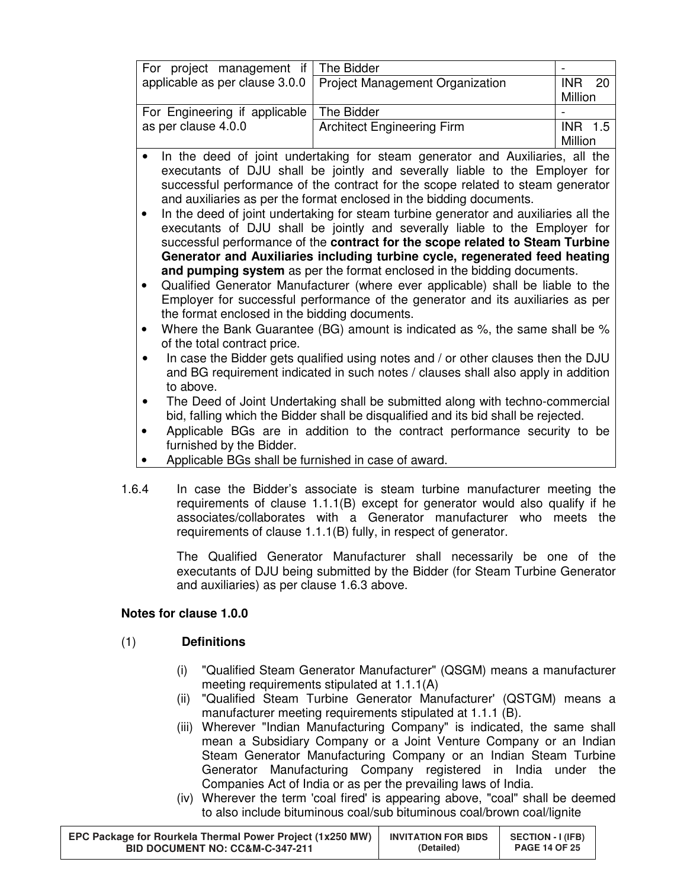| | | |
|---|---|---|
| For project management if applicable as per clause 3.0.0 | The Bidder | - |
| | Project Management Organization | INR 20 Million |
| For Engineering if applicable as per clause 4.0.0 | The Bidder | - |
| | Architect Engineering Firm | INR 1.5 Million |

- In the deed of joint undertaking for steam generator and Auxiliaries, all the executants of DJU shall be jointly and severally liable to the Employer for successful performance of the contract for the scope related to steam generator and auxiliaries as per the format enclosed in the bidding documents.
- In the deed of joint undertaking for steam turbine generator and auxiliaries all the executants of DJU shall be jointly and severally liable to the Employer for successful performance of the **contract for the scope related to Steam Turbine Generator and Auxiliaries including turbine cycle, regenerated feed heating and pumping system** as per the format enclosed in the bidding documents.
- Qualified Generator Manufacturer (where ever applicable) shall be liable to the Employer for successful performance of the generator and its auxiliaries as per the format enclosed in the bidding documents.
- Where the Bank Guarantee (BG) amount is indicated as %, the same shall be % of the total contract price.
- In case the Bidder gets qualified using notes and / or other clauses then the DJU and BG requirement indicated in such notes / clauses shall also apply in addition to above.
- The Deed of Joint Undertaking shall be submitted along with techno-commercial bid, falling which the Bidder shall be disqualified and its bid shall be rejected.
- Applicable BGs are in addition to the contract performance security to be furnished by the Bidder.
- Applicable BGs shall be furnished in case of award.

1.6.4 In case the Bidder's associate is steam turbine manufacturer meeting the requirements of clause 1.1.1(B) except for generator would also qualify if he associates/collaborates with a Generator manufacturer who meets the requirements of clause 1.1.1(B) fully, in respect of generator.

The Qualified Generator Manufacturer shall necessarily be one of the executants of DJU being submitted by the Bidder (for Steam Turbine Generator and auxiliaries) as per clause 1.6.3 above.

**Notes for clause 1.0.0**

(1) **Definitions**

(i) "Qualified Steam Generator Manufacturer" (QSGM) means a manufacturer meeting requirements stipulated at 1.1.1(A)

(ii) "Qualified Steam Turbine Generator Manufacturer' (QSTGM) means a manufacturer meeting requirements stipulated at 1.1.1 (B).

(iii) Wherever "Indian Manufacturing Company" is indicated, the same shall mean a Subsidiary Company or a Joint Venture Company or an Indian Steam Generator Manufacturing Company or an Indian Steam Turbine Generator Manufacturing Company registered in India under the Companies Act of India or as per the prevailing laws of India.

(iv) Wherever the term 'coal fired' is appearing above, "coal" shall be deemed to also include bituminous coal/sub bituminous coal/brown coal/lignite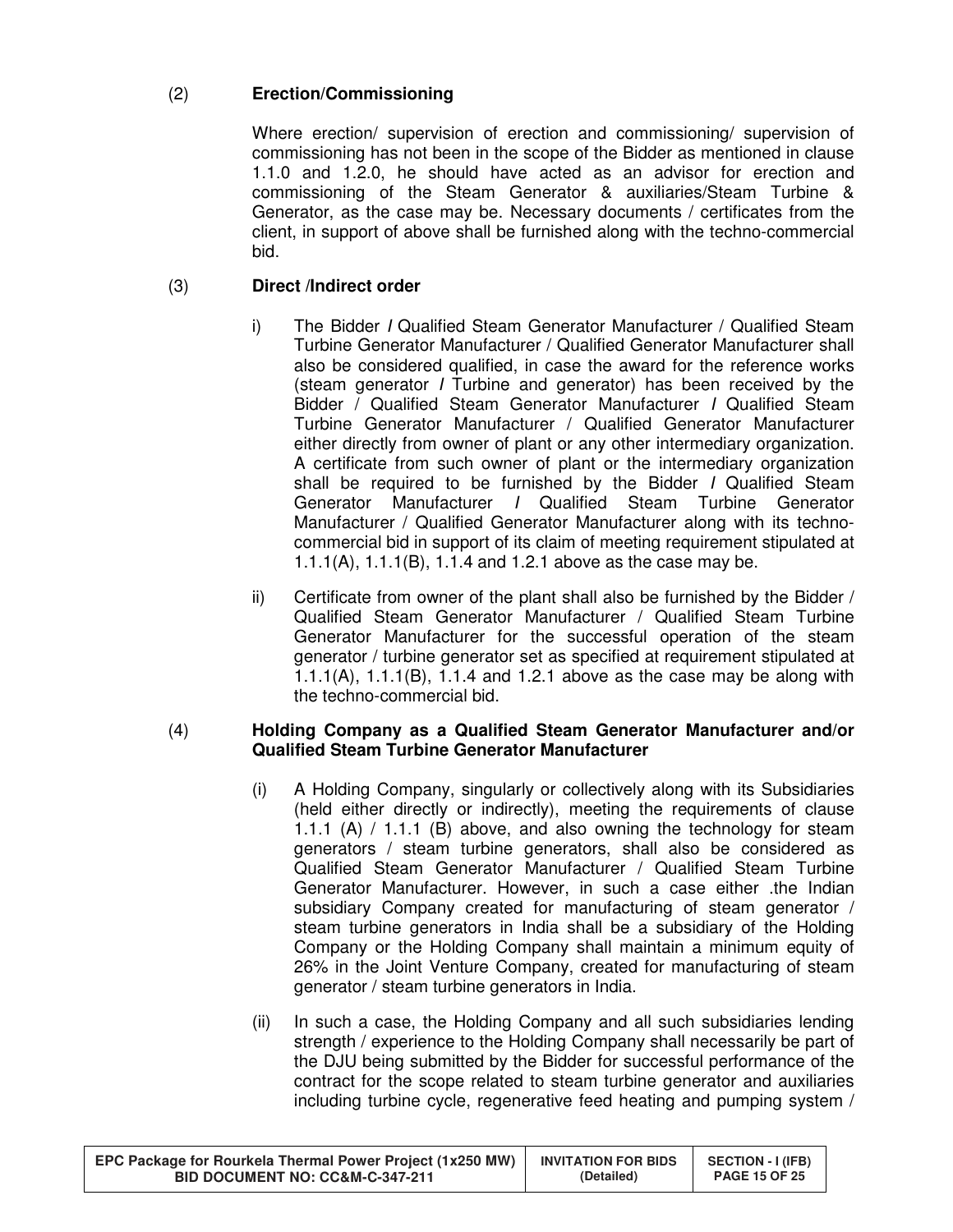(2) **Erection/Commissioning**

Where erection/ supervision of erection and commissioning/ supervision of commissioning has not been in the scope of the Bidder as mentioned in clause 1.1.0 and 1.2.0, he should have acted as an advisor for erection and commissioning of the Steam Generator & auxiliaries/Steam Turbine & Generator, as the case may be. Necessary documents / certificates from the client, in support of above shall be furnished along with the techno-commercial bid.

(3) **Direct /Indirect order**

i) The Bidder / Qualified Steam Generator Manufacturer / Qualified Steam Turbine Generator Manufacturer / Qualified Generator Manufacturer shall also be considered qualified, in case the award for the reference works (steam generator / Turbine and generator) has been received by the Bidder / Qualified Steam Generator Manufacturer / Qualified Steam Turbine Generator Manufacturer / Qualified Generator Manufacturer either directly from owner of plant or any other intermediary organization. A certificate from such owner of plant or the intermediary organization shall be required to be furnished by the Bidder / Qualified Steam Generator Manufacturer / Qualified Steam Turbine Generator Manufacturer / Qualified Generator Manufacturer along with its techno-commercial bid in support of its claim of meeting requirement stipulated at 1.1.1(A), 1.1.1(B), 1.1.4 and 1.2.1 above as the case may be.

ii) Certificate from owner of the plant shall also be furnished by the Bidder / Qualified Steam Generator Manufacturer / Qualified Steam Turbine Generator Manufacturer for the successful operation of the steam generator / turbine generator set as specified at requirement stipulated at 1.1.1(A), 1.1.1(B), 1.1.4 and 1.2.1 above as the case may be along with the techno-commercial bid.

(4) **Holding Company as a Qualified Steam Generator Manufacturer and/or Qualified Steam Turbine Generator Manufacturer**

(i) A Holding Company, singularly or collectively along with its Subsidiaries (held either directly or indirectly), meeting the requirements of clause 1.1.1 (A) / 1.1.1 (B) above, and also owning the technology for steam generators / steam turbine generators, shall also be considered as Qualified Steam Generator Manufacturer / Qualified Steam Turbine Generator Manufacturer. However, in such a case either .the Indian subsidiary Company created for manufacturing of steam generator / steam turbine generators in India shall be a subsidiary of the Holding Company or the Holding Company shall maintain a minimum equity of 26% in the Joint Venture Company, created for manufacturing of steam generator / steam turbine generators in India.

(ii) In such a case, the Holding Company and all such subsidiaries lending strength / experience to the Holding Company shall necessarily be part of the DJU being submitted by the Bidder for successful performance of the contract for the scope related to steam turbine generator and auxiliaries including turbine cycle, regenerative feed heating and pumping system /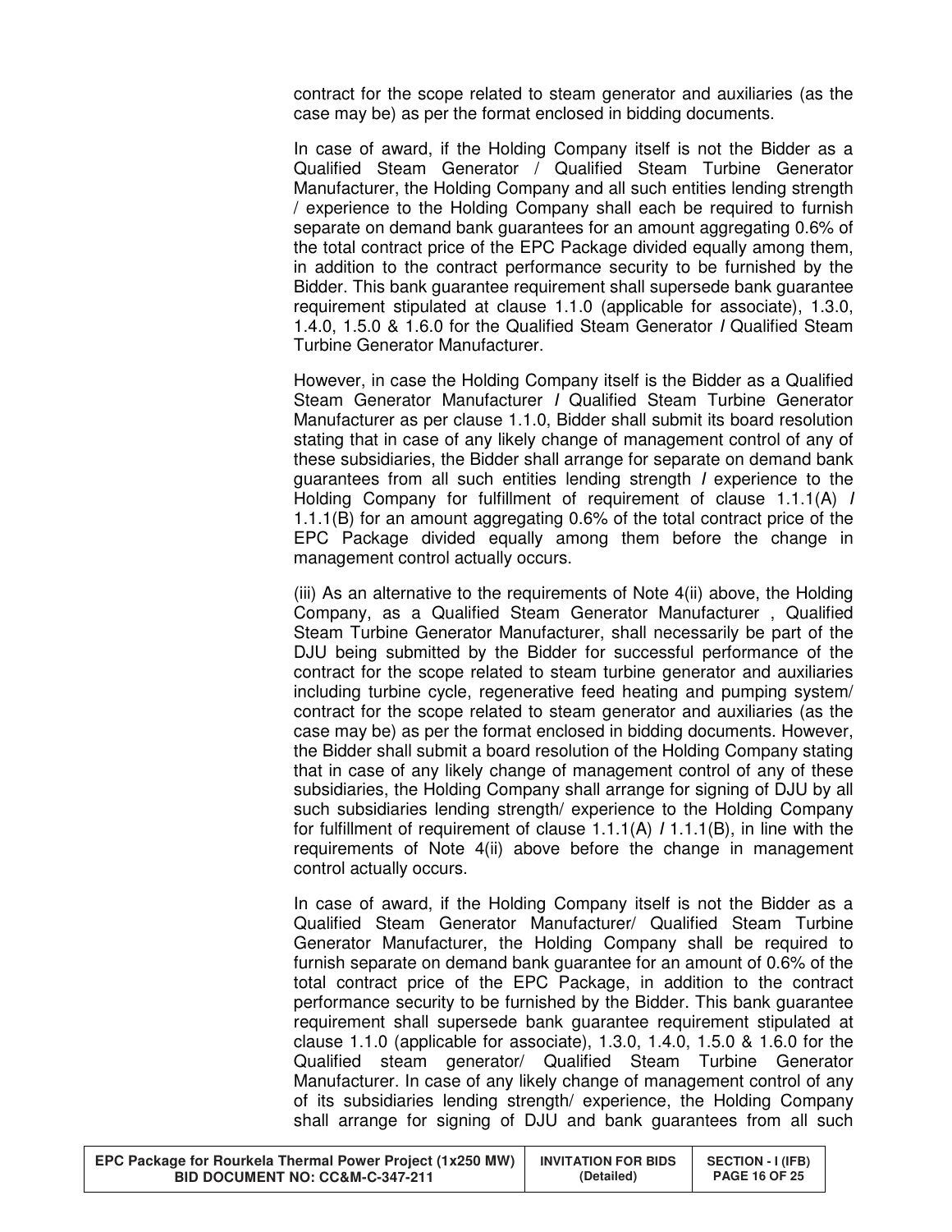contract for the scope related to steam generator and auxiliaries (as the case may be) as per the format enclosed in bidding documents.

In case of award, if the Holding Company itself is not the Bidder as a Qualified Steam Generator / Qualified Steam Turbine Generator Manufacturer, the Holding Company and all such entities lending strength / experience to the Holding Company shall each be required to furnish separate on demand bank guarantees for an amount aggregating 0.6% of the total contract price of the EPC Package divided equally among them, in addition to the contract performance security to be furnished by the Bidder. This bank guarantee requirement shall supersede bank guarantee requirement stipulated at clause 1.1.0 (applicable for associate), 1.3.0, 1.4.0, 1.5.0 & 1.6.0 for the Qualified Steam Generator / Qualified Steam Turbine Generator Manufacturer.

However, in case the Holding Company itself is the Bidder as a Qualified Steam Generator Manufacturer / Qualified Steam Turbine Generator Manufacturer as per clause 1.1.0, Bidder shall submit its board resolution stating that in case of any likely change of management control of any of these subsidiaries, the Bidder shall arrange for separate on demand bank guarantees from all such entities lending strength / experience to the Holding Company for fulfillment of requirement of clause 1.1.1(A) / 1.1.1(B) for an amount aggregating 0.6% of the total contract price of the EPC Package divided equally among them before the change in management control actually occurs.

(iii) As an alternative to the requirements of Note 4(ii) above, the Holding Company, as a Qualified Steam Generator Manufacturer , Qualified Steam Turbine Generator Manufacturer, shall necessarily be part of the DJU being submitted by the Bidder for successful performance of the contract for the scope related to steam turbine generator and auxiliaries including turbine cycle, regenerative feed heating and pumping system/ contract for the scope related to steam generator and auxiliaries (as the case may be) as per the format enclosed in bidding documents. However, the Bidder shall submit a board resolution of the Holding Company stating that in case of any likely change of management control of any of these subsidiaries, the Holding Company shall arrange for signing of DJU by all such subsidiaries lending strength/ experience to the Holding Company for fulfillment of requirement of clause 1.1.1(A) / 1.1.1(B), in line with the requirements of Note 4(ii) above before the change in management control actually occurs.

In case of award, if the Holding Company itself is not the Bidder as a Qualified Steam Generator Manufacturer/ Qualified Steam Turbine Generator Manufacturer, the Holding Company shall be required to furnish separate on demand bank guarantee for an amount of 0.6% of the total contract price of the EPC Package, in addition to the contract performance security to be furnished by the Bidder. This bank guarantee requirement shall supersede bank guarantee requirement stipulated at clause 1.1.0 (applicable for associate), 1.3.0, 1.4.0, 1.5.0 & 1.6.0 for the Qualified steam generator/ Qualified Steam Turbine Generator Manufacturer. In case of any likely change of management control of any of its subsidiaries lending strength/ experience, the Holding Company shall arrange for signing of DJU and bank guarantees from all such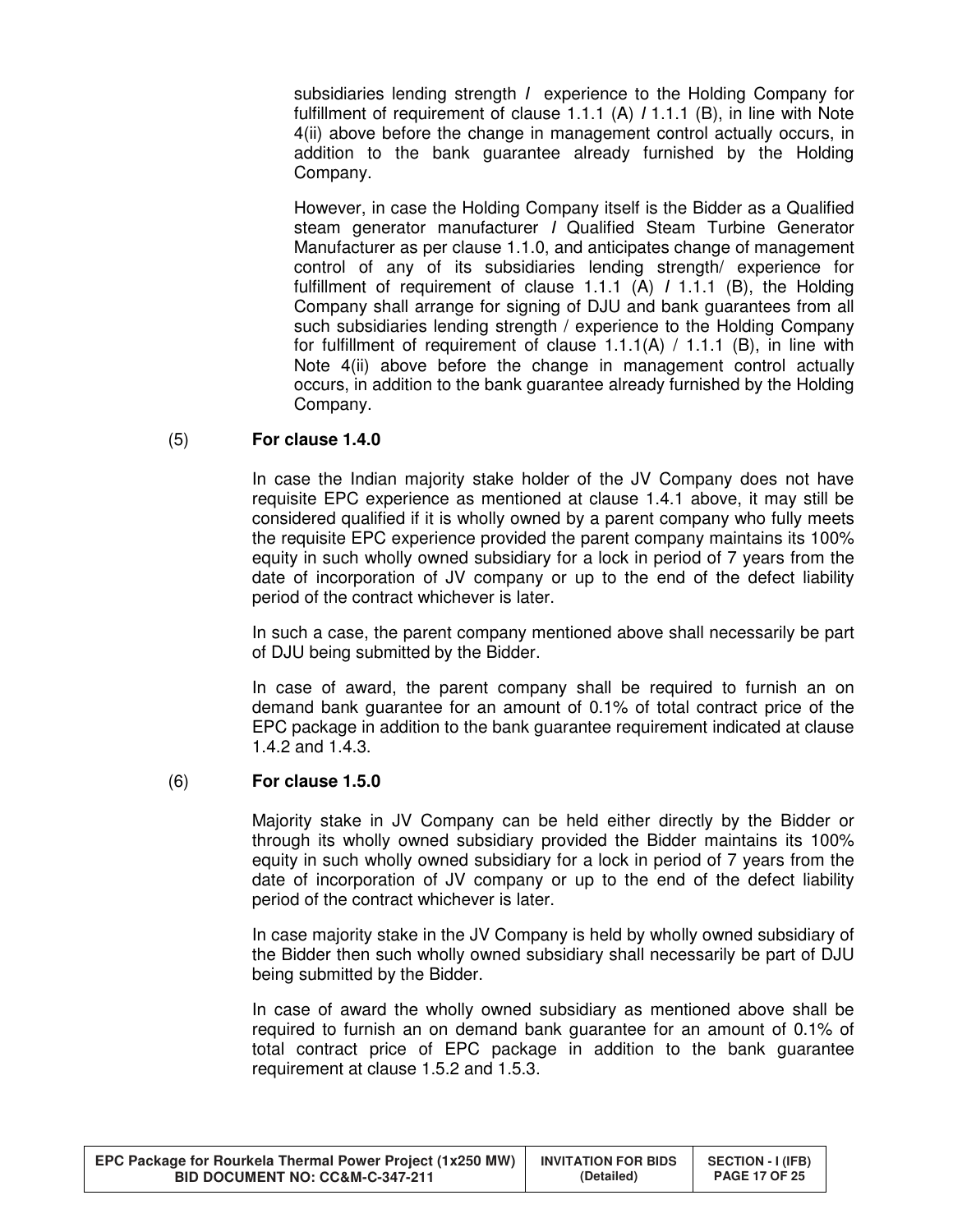subsidiaries lending strength / experience to the Holding Company for fulfillment of requirement of clause 1.1.1 (A) / 1.1.1 (B), in line with Note 4(ii) above before the change in management control actually occurs, in addition to the bank guarantee already furnished by the Holding Company.

However, in case the Holding Company itself is the Bidder as a Qualified steam generator manufacturer / Qualified Steam Turbine Generator Manufacturer as per clause 1.1.0, and anticipates change of management control of any of its subsidiaries lending strength/ experience for fulfillment of requirement of clause 1.1.1 (A) / 1.1.1 (B), the Holding Company shall arrange for signing of DJU and bank guarantees from all such subsidiaries lending strength / experience to the Holding Company for fulfillment of requirement of clause 1.1.1(A) / 1.1.1 (B), in line with Note 4(ii) above before the change in management control actually occurs, in addition to the bank guarantee already furnished by the Holding Company.

(5) **For clause 1.4.0**

In case the Indian majority stake holder of the JV Company does not have requisite EPC experience as mentioned at clause 1.4.1 above, it may still be considered qualified if it is wholly owned by a parent company who fully meets the requisite EPC experience provided the parent company maintains its 100% equity in such wholly owned subsidiary for a lock in period of 7 years from the date of incorporation of JV company or up to the end of the defect liability period of the contract whichever is later.

In such a case, the parent company mentioned above shall necessarily be part of DJU being submitted by the Bidder.

In case of award, the parent company shall be required to furnish an on demand bank guarantee for an amount of 0.1% of total contract price of the EPC package in addition to the bank guarantee requirement indicated at clause 1.4.2 and 1.4.3.

(6) **For clause 1.5.0**

Majority stake in JV Company can be held either directly by the Bidder or through its wholly owned subsidiary provided the Bidder maintains its 100% equity in such wholly owned subsidiary for a lock in period of 7 years from the date of incorporation of JV company or up to the end of the defect liability period of the contract whichever is later.

In case majority stake in the JV Company is held by wholly owned subsidiary of the Bidder then such wholly owned subsidiary shall necessarily be part of DJU being submitted by the Bidder.

In case of award the wholly owned subsidiary as mentioned above shall be required to furnish an on demand bank guarantee for an amount of 0.1% of total contract price of EPC package in addition to the bank guarantee requirement at clause 1.5.2 and 1.5.3.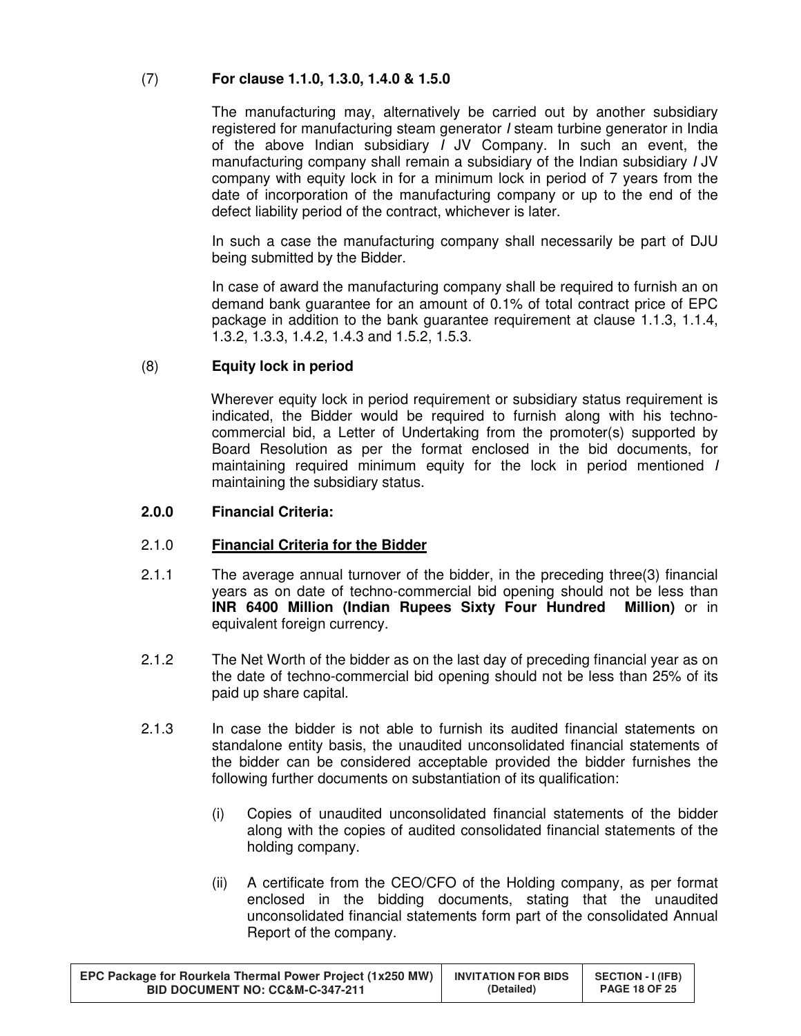(7) **For clause 1.1.0, 1.3.0, 1.4.0 & 1.5.0**

The manufacturing may, alternatively be carried out by another subsidiary registered for manufacturing steam generator / steam turbine generator in India of the above Indian subsidiary / JV Company. In such an event, the manufacturing company shall remain a subsidiary of the Indian subsidiary / JV company with equity lock in for a minimum lock in period of 7 years from the date of incorporation of the manufacturing company or up to the end of the defect liability period of the contract, whichever is later.

In such a case the manufacturing company shall necessarily be part of DJU being submitted by the Bidder.

In case of award the manufacturing company shall be required to furnish an on demand bank guarantee for an amount of 0.1% of total contract price of EPC package in addition to the bank guarantee requirement at clause 1.1.3, 1.1.4, 1.3.2, 1.3.3, 1.4.2, 1.4.3 and 1.5.2, 1.5.3.

(8) **Equity lock in period**

Wherever equity lock in period requirement or subsidiary status requirement is indicated, the Bidder would be required to furnish along with his techno-commercial bid, a Letter of Undertaking from the promoter(s) supported by Board Resolution as per the format enclosed in the bid documents, for maintaining required minimum equity for the lock in period mentioned / maintaining the subsidiary status.

## 2.0.0 Financial Criteria:

### 2.1.0 <u>Financial Criteria for the Bidder</u>

2.1.1 The average annual turnover of the bidder, in the preceding three(3) financial years as on date of techno-commercial bid opening should not be less than **INR 6400 Million (Indian Rupees Sixty Four Hundred Million)** or in equivalent foreign currency.

2.1.2 The Net Worth of the bidder as on the last day of preceding financial year as on the date of techno-commercial bid opening should not be less than 25% of its paid up share capital.

2.1.3 In case the bidder is not able to furnish its audited financial statements on standalone entity basis, the unaudited unconsolidated financial statements of the bidder can be considered acceptable provided the bidder furnishes the following further documents on substantiation of its qualification:

(i) Copies of unaudited unconsolidated financial statements of the bidder along with the copies of audited consolidated financial statements of the holding company.

(ii) A certificate from the CEO/CFO of the Holding company, as per format enclosed in the bidding documents, stating that the unaudited unconsolidated financial statements form part of the consolidated Annual Report of the company.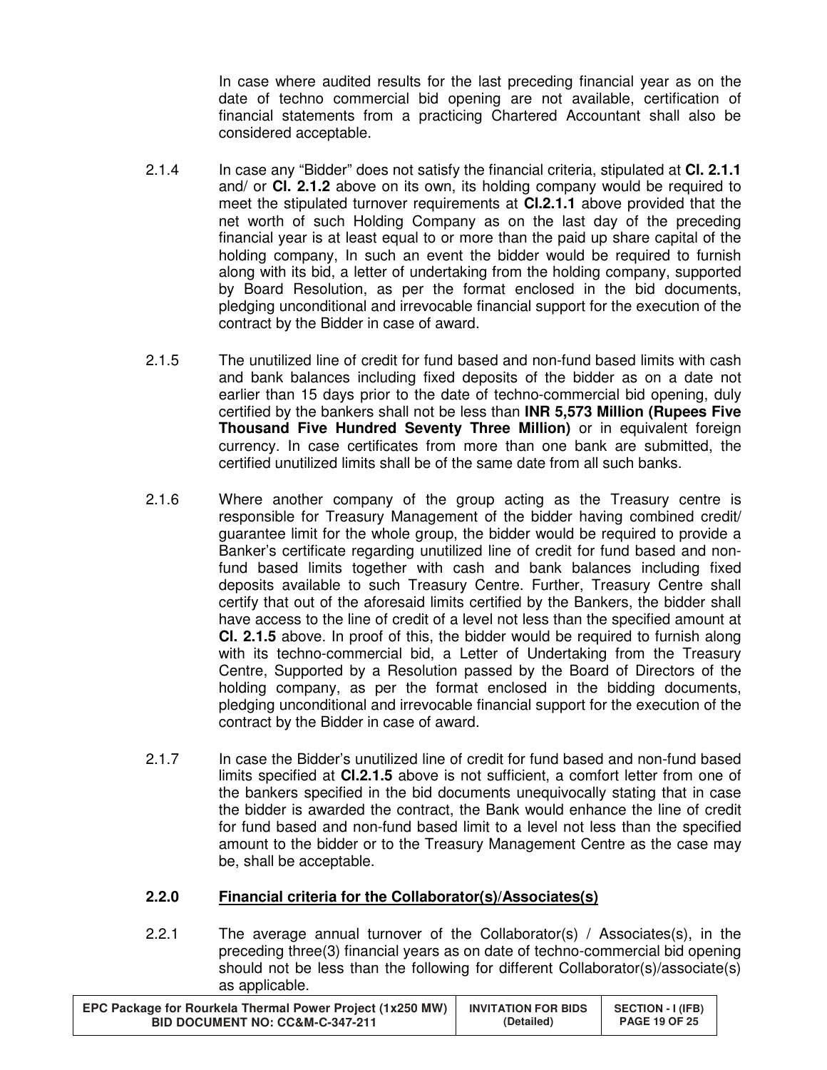In case where audited results for the last preceding financial year as on the date of techno commercial bid opening are not available, certification of financial statements from a practicing Chartered Accountant shall also be considered acceptable.

2.1.4 In case any "Bidder" does not satisfy the financial criteria, stipulated at **Cl. 2.1.1** and/ or **Cl. 2.1.2** above on its own, its holding company would be required to meet the stipulated turnover requirements at **Cl.2.1.1** above provided that the net worth of such Holding Company as on the last day of the preceding financial year is at least equal to or more than the paid up share capital of the holding company, In such an event the bidder would be required to furnish along with its bid, a letter of undertaking from the holding company, supported by Board Resolution, as per the format enclosed in the bid documents, pledging unconditional and irrevocable financial support for the execution of the contract by the Bidder in case of award.

2.1.5 The unutilized line of credit for fund based and non-fund based limits with cash and bank balances including fixed deposits of the bidder as on a date not earlier than 15 days prior to the date of techno-commercial bid opening, duly certified by the bankers shall not be less than **INR 5,573 Million (Rupees Five Thousand Five Hundred Seventy Three Million)** or in equivalent foreign currency. In case certificates from more than one bank are submitted, the certified unutilized limits shall be of the same date from all such banks.

2.1.6 Where another company of the group acting as the Treasury centre is responsible for Treasury Management of the bidder having combined credit/ guarantee limit for the whole group, the bidder would be required to provide a Banker's certificate regarding unutilized line of credit for fund based and non-fund based limits together with cash and bank balances including fixed deposits available to such Treasury Centre. Further, Treasury Centre shall certify that out of the aforesaid limits certified by the Bankers, the bidder shall have access to the line of credit of a level not less than the specified amount at **Cl. 2.1.5** above. In proof of this, the bidder would be required to furnish along with its techno-commercial bid, a Letter of Undertaking from the Treasury Centre, Supported by a Resolution passed by the Board of Directors of the holding company, as per the format enclosed in the bidding documents, pledging unconditional and irrevocable financial support for the execution of the contract by the Bidder in case of award.

2.1.7 In case the Bidder's unutilized line of credit for fund based and non-fund based limits specified at **Cl.2.1.5** above is not sufficient, a comfort letter from one of the bankers specified in the bid documents unequivocally stating that in case the bidder is awarded the contract, the Bank would enhance the line of credit for fund based and non-fund based limit to a level not less than the specified amount to the bidder or to the Treasury Management Centre as the case may be, shall be acceptable.

### 2.2.0 <u>Financial criteria for the Collaborator(s)/Associates(s)</u>

2.2.1 The average annual turnover of the Collaborator(s) / Associates(s), in the preceding three(3) financial years as on date of techno-commercial bid opening should not be less than the following for different Collaborator(s)/associate(s) as applicable.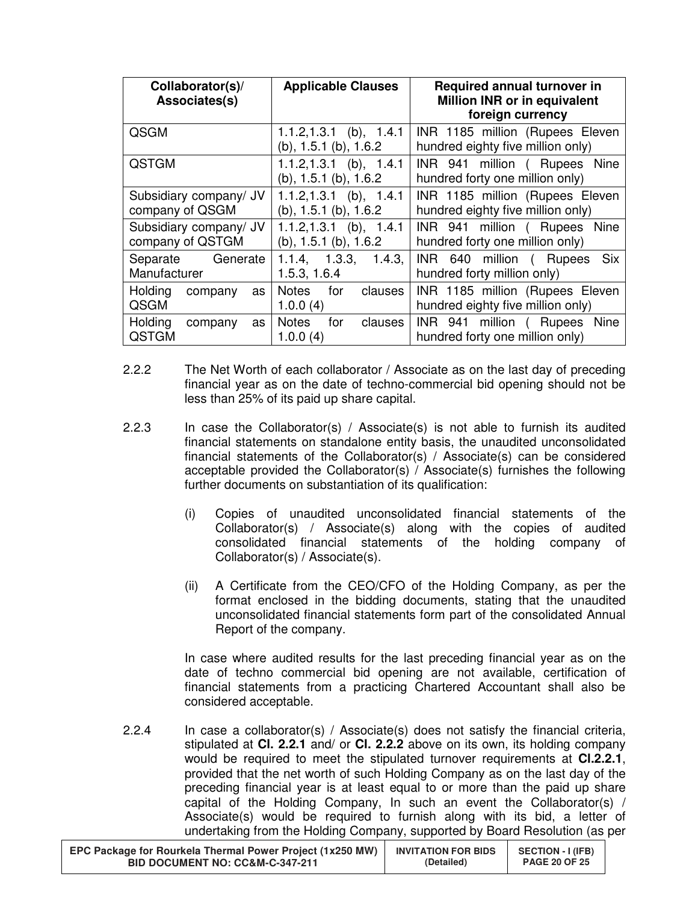| Collaborator(s)/ Associates(s) | Applicable Clauses | Required annual turnover in Million INR or in equivalent foreign currency |
|---|---|---|
| QSGM | 1.1.2,1.3.1 (b), 1.4.1 (b), 1.5.1 (b), 1.6.2 | INR 1185 million (Rupees Eleven hundred eighty five million only) |
| QSTGM | 1.1.2,1.3.1 (b), 1.4.1 (b), 1.5.1 (b), 1.6.2 | INR 941 million ( Rupees Nine hundred forty one million only) |
| Subsidiary company/ JV company of QSGM | 1.1.2,1.3.1 (b), 1.4.1 (b), 1.5.1 (b), 1.6.2 | INR 1185 million (Rupees Eleven hundred eighty five million only) |
| Subsidiary company/ JV company of QSTGM | 1.1.2,1.3.1 (b), 1.4.1 (b), 1.5.1 (b), 1.6.2 | INR 941 million ( Rupees Nine hundred forty one million only) |
| Separate Generate Manufacturer | 1.1.4, 1.3.3, 1.4.3, 1.5.3, 1.6.4 | INR 640 million ( Rupees Six hundred forty million only) |
| Holding company as QSGM | Notes for clauses 1.0.0 (4) | INR 1185 million (Rupees Eleven hundred eighty five million only) |
| Holding company as QSTGM | Notes for clauses 1.0.0 (4) | INR 941 million ( Rupees Nine hundred forty one million only) |

2.2.2 The Net Worth of each collaborator / Associate as on the last day of preceding financial year as on the date of techno-commercial bid opening should not be less than 25% of its paid up share capital.

2.2.3 In case the Collaborator(s) / Associate(s) is not able to furnish its audited financial statements on standalone entity basis, the unaudited unconsolidated financial statements of the Collaborator(s) / Associate(s) can be considered acceptable provided the Collaborator(s) / Associate(s) furnishes the following further documents on substantiation of its qualification:

(i) Copies of unaudited unconsolidated financial statements of the Collaborator(s) / Associate(s) along with the copies of audited consolidated financial statements of the holding company of Collaborator(s) / Associate(s).

(ii) A Certificate from the CEO/CFO of the Holding Company, as per the format enclosed in the bidding documents, stating that the unaudited unconsolidated financial statements form part of the consolidated Annual Report of the company.

In case where audited results for the last preceding financial year as on the date of techno commercial bid opening are not available, certification of financial statements from a practicing Chartered Accountant shall also be considered acceptable.

2.2.4 In case a collaborator(s) / Associate(s) does not satisfy the financial criteria, stipulated at **Cl. 2.2.1** and/ or **Cl. 2.2.2** above on its own, its holding company would be required to meet the stipulated turnover requirements at **Cl.2.2.1**, provided that the net worth of such Holding Company as on the last day of the preceding financial year is at least equal to or more than the paid up share capital of the Holding Company, In such an event the Collaborator(s) / Associate(s) would be required to furnish along with its bid, a letter of undertaking from the Holding Company, supported by Board Resolution (as per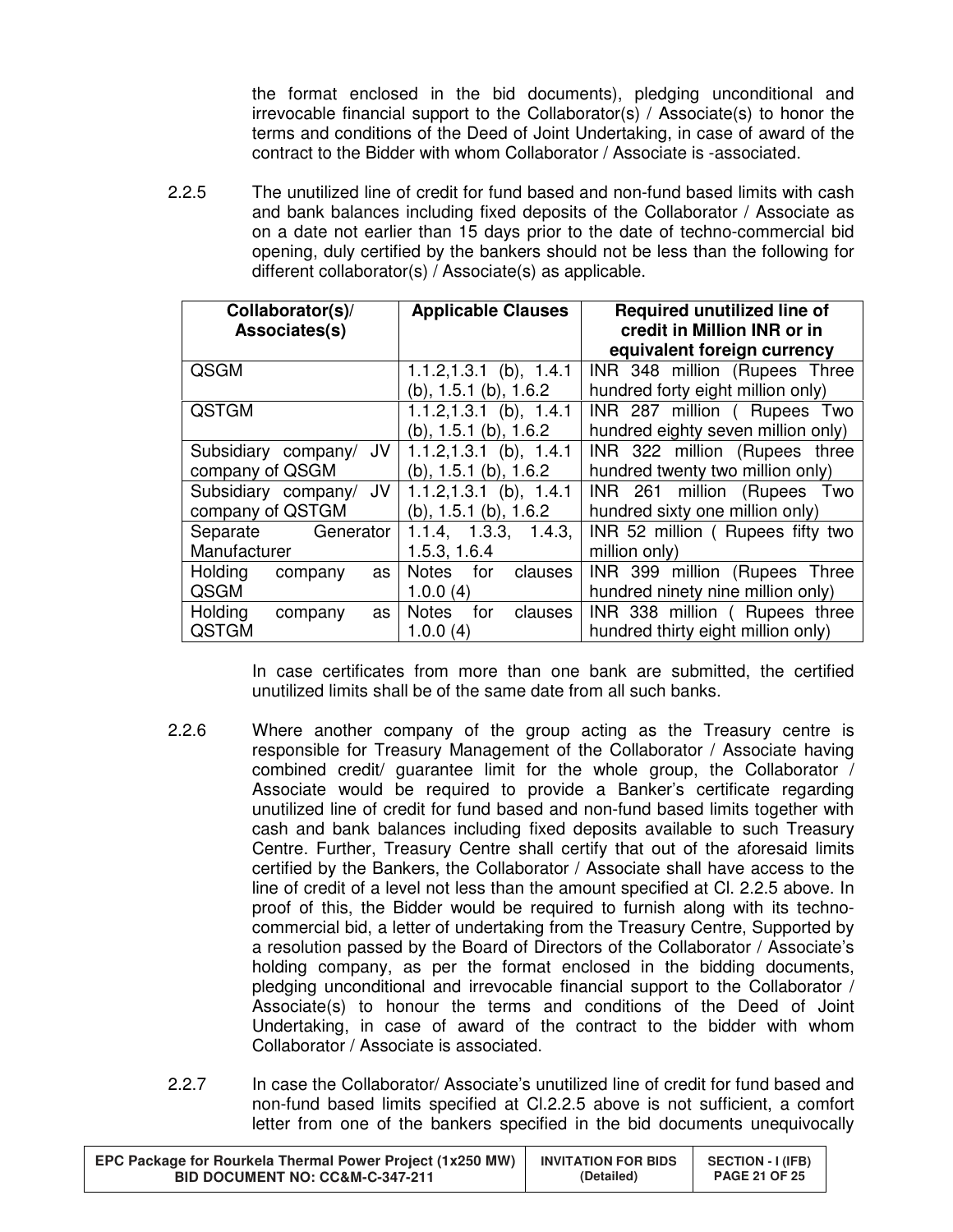the format enclosed in the bid documents), pledging unconditional and irrevocable financial support to the Collaborator(s) / Associate(s) to honor the terms and conditions of the Deed of Joint Undertaking, in case of award of the contract to the Bidder with whom Collaborator / Associate is -associated.

2.2.5 The unutilized line of credit for fund based and non-fund based limits with cash and bank balances including fixed deposits of the Collaborator / Associate as on a date not earlier than 15 days prior to the date of techno-commercial bid opening, duly certified by the bankers should not be less than the following for different collaborator(s) / Associate(s) as applicable.

| Collaborator(s)/ Associates(s) | Applicable Clauses | Required unutilized line of credit in Million INR or in equivalent foreign currency |
|---|---|---|
| QSGM | 1.1.2,1.3.1 (b), 1.4.1 (b), 1.5.1 (b), 1.6.2 | INR 348 million (Rupees Three hundred forty eight million only) |
| QSTGM | 1.1.2,1.3.1 (b), 1.4.1 (b), 1.5.1 (b), 1.6.2 | INR 287 million ( Rupees Two hundred eighty seven million only) |
| Subsidiary company/ JV company of QSGM | 1.1.2,1.3.1 (b), 1.4.1 (b), 1.5.1 (b), 1.6.2 | INR 322 million (Rupees three hundred twenty two million only) |
| Subsidiary company/ JV company of QSTGM | 1.1.2,1.3.1 (b), 1.4.1 (b), 1.5.1 (b), 1.6.2 | INR 261 million (Rupees Two hundred sixty one million only) |
| Separate Generator Manufacturer | 1.1.4, 1.3.3, 1.4.3, 1.5.3, 1.6.4 | INR 52 million ( Rupees fifty two million only) |
| Holding company as QSGM | Notes for clauses 1.0.0 (4) | INR 399 million (Rupees Three hundred ninety nine million only) |
| Holding company as QSTGM | Notes for clauses 1.0.0 (4) | INR 338 million ( Rupees three hundred thirty eight million only) |

In case certificates from more than one bank are submitted, the certified unutilized limits shall be of the same date from all such banks.

2.2.6 Where another company of the group acting as the Treasury centre is responsible for Treasury Management of the Collaborator / Associate having combined credit/ guarantee limit for the whole group, the Collaborator / Associate would be required to provide a Banker's certificate regarding unutilized line of credit for fund based and non-fund based limits together with cash and bank balances including fixed deposits available to such Treasury Centre. Further, Treasury Centre shall certify that out of the aforesaid limits certified by the Bankers, the Collaborator / Associate shall have access to the line of credit of a level not less than the amount specified at Cl. 2.2.5 above. In proof of this, the Bidder would be required to furnish along with its techno-commercial bid, a letter of undertaking from the Treasury Centre, Supported by a resolution passed by the Board of Directors of the Collaborator / Associate's holding company, as per the format enclosed in the bidding documents, pledging unconditional and irrevocable financial support to the Collaborator / Associate(s) to honour the terms and conditions of the Deed of Joint Undertaking, in case of award of the contract to the bidder with whom Collaborator / Associate is associated.

2.2.7 In case the Collaborator/ Associate's unutilized line of credit for fund based and non-fund based limits specified at Cl.2.2.5 above is not sufficient, a comfort letter from one of the bankers specified in the bid documents unequivocally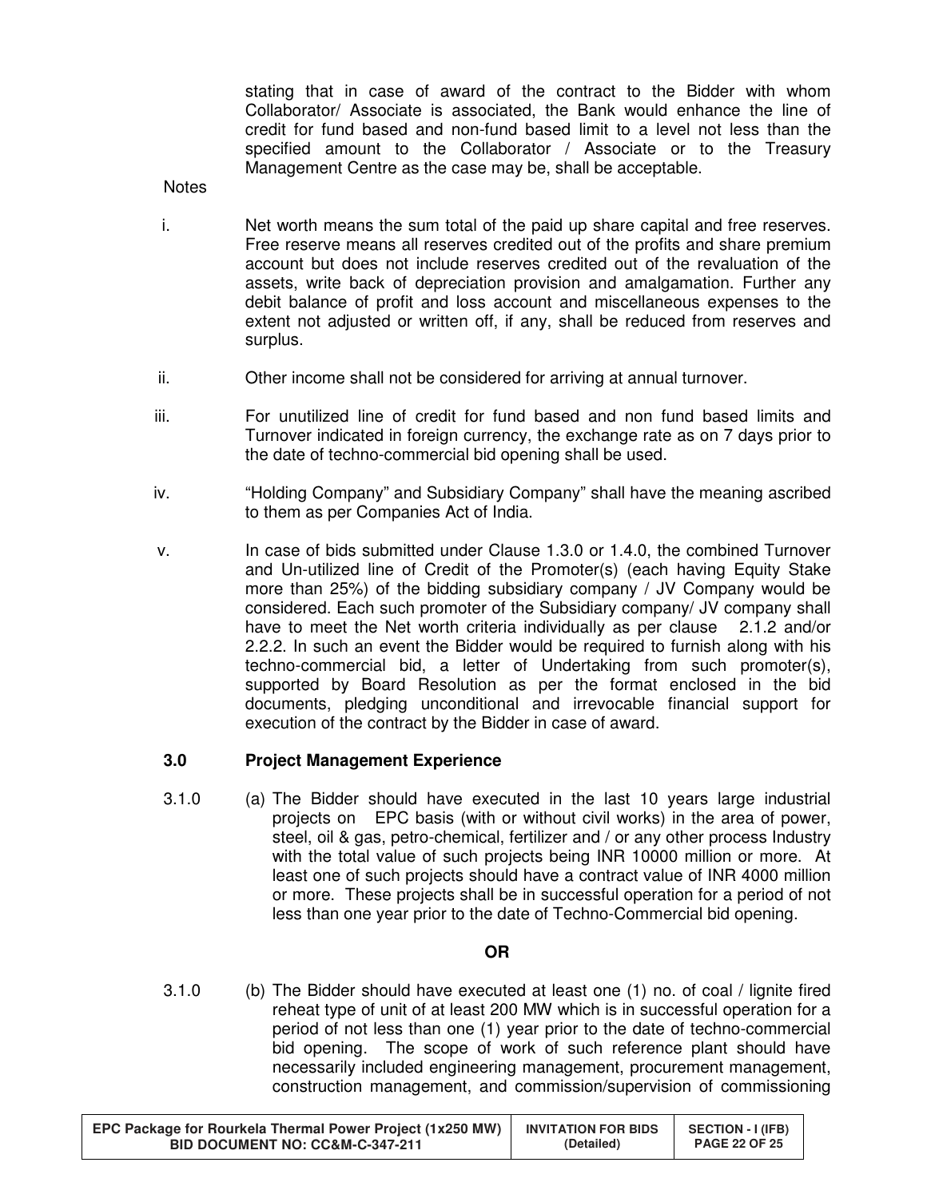stating that in case of award of the contract to the Bidder with whom Collaborator/ Associate is associated, the Bank would enhance the line of credit for fund based and non-fund based limit to a level not less than the specified amount to the Collaborator / Associate or to the Treasury Management Centre as the case may be, shall be acceptable.

Notes

i. Net worth means the sum total of the paid up share capital and free reserves. Free reserve means all reserves credited out of the profits and share premium account but does not include reserves credited out of the revaluation of the assets, write back of depreciation provision and amalgamation. Further any debit balance of profit and loss account and miscellaneous expenses to the extent not adjusted or written off, if any, shall be reduced from reserves and surplus.

ii. Other income shall not be considered for arriving at annual turnover.

iii. For unutilized line of credit for fund based and non fund based limits and Turnover indicated in foreign currency, the exchange rate as on 7 days prior to the date of techno-commercial bid opening shall be used.

iv. "Holding Company" and Subsidiary Company" shall have the meaning ascribed to them as per Companies Act of India.

v. In case of bids submitted under Clause 1.3.0 or 1.4.0, the combined Turnover and Un-utilized line of Credit of the Promoter(s) (each having Equity Stake more than 25%) of the bidding subsidiary company / JV Company would be considered. Each such promoter of the Subsidiary company/ JV company shall have to meet the Net worth criteria individually as per clause 2.1.2 and/or 2.2.2. In such an event the Bidder would be required to furnish along with his techno-commercial bid, a letter of Undertaking from such promoter(s), supported by Board Resolution as per the format enclosed in the bid documents, pledging unconditional and irrevocable financial support for execution of the contract by the Bidder in case of award.

### 3.0 Project Management Experience

3.1.0 (a) The Bidder should have executed in the last 10 years large industrial projects on EPC basis (with or without civil works) in the area of power, steel, oil & gas, petro-chemical, fertilizer and / or any other process Industry with the total value of such projects being INR 10000 million or more. At least one of such projects should have a contract value of INR 4000 million or more. These projects shall be in successful operation for a period of not less than one year prior to the date of Techno-Commercial bid opening.

**OR**

3.1.0 (b) The Bidder should have executed at least one (1) no. of coal / lignite fired reheat type of unit of at least 200 MW which is in successful operation for a period of not less than one (1) year prior to the date of techno-commercial bid opening. The scope of work of such reference plant should have necessarily included engineering management, procurement management, construction management, and commission/supervision of commissioning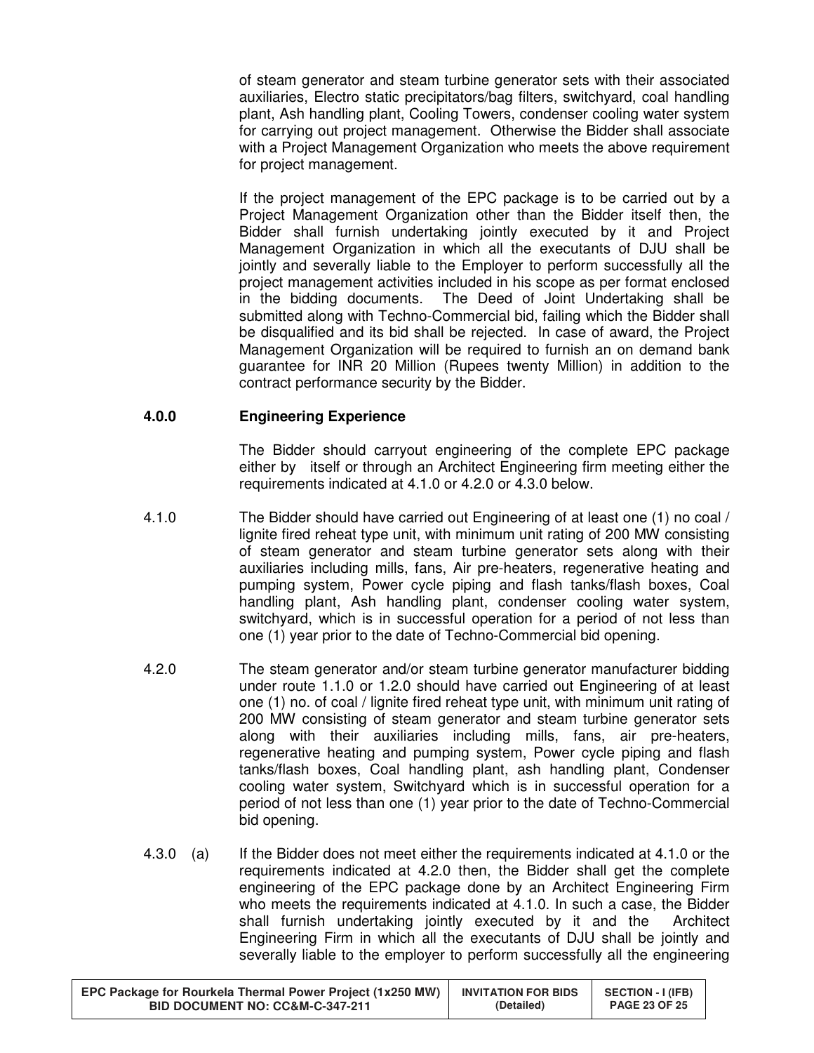of steam generator and steam turbine generator sets with their associated auxiliaries, Electro static precipitators/bag filters, switchyard, coal handling plant, Ash handling plant, Cooling Towers, condenser cooling water system for carrying out project management. Otherwise the Bidder shall associate with a Project Management Organization who meets the above requirement for project management.

If the project management of the EPC package is to be carried out by a Project Management Organization other than the Bidder itself then, the Bidder shall furnish undertaking jointly executed by it and Project Management Organization in which all the executants of DJU shall be jointly and severally liable to the Employer to perform successfully all the project management activities included in his scope as per format enclosed in the bidding documents. The Deed of Joint Undertaking shall be submitted along with Techno-Commercial bid, failing which the Bidder shall be disqualified and its bid shall be rejected. In case of award, the Project Management Organization will be required to furnish an on demand bank guarantee for INR 20 Million (Rupees twenty Million) in addition to the contract performance security by the Bidder.

**4.0.0 Engineering Experience**

The Bidder should carryout engineering of the complete EPC package either by itself or through an Architect Engineering firm meeting either the requirements indicated at 4.1.0 or 4.2.0 or 4.3.0 below.

4.1.0 The Bidder should have carried out Engineering of at least one (1) no coal / lignite fired reheat type unit, with minimum unit rating of 200 MW consisting of steam generator and steam turbine generator sets along with their auxiliaries including mills, fans, Air pre-heaters, regenerative heating and pumping system, Power cycle piping and flash tanks/flash boxes, Coal handling plant, Ash handling plant, condenser cooling water system, switchyard, which is in successful operation for a period of not less than one (1) year prior to the date of Techno-Commercial bid opening.

4.2.0 The steam generator and/or steam turbine generator manufacturer bidding under route 1.1.0 or 1.2.0 should have carried out Engineering of at least one (1) no. of coal / lignite fired reheat type unit, with minimum unit rating of 200 MW consisting of steam generator and steam turbine generator sets along with their auxiliaries including mills, fans, air pre-heaters, regenerative heating and pumping system, Power cycle piping and flash tanks/flash boxes, Coal handling plant, ash handling plant, Condenser cooling water system, Switchyard which is in successful operation for a period of not less than one (1) year prior to the date of Techno-Commercial bid opening.

4.3.0 (a) If the Bidder does not meet either the requirements indicated at 4.1.0 or the requirements indicated at 4.2.0 then, the Bidder shall get the complete engineering of the EPC package done by an Architect Engineering Firm who meets the requirements indicated at 4.1.0. In such a case, the Bidder shall furnish undertaking jointly executed by it and the Architect Engineering Firm in which all the executants of DJU shall be jointly and severally liable to the employer to perform successfully all the engineering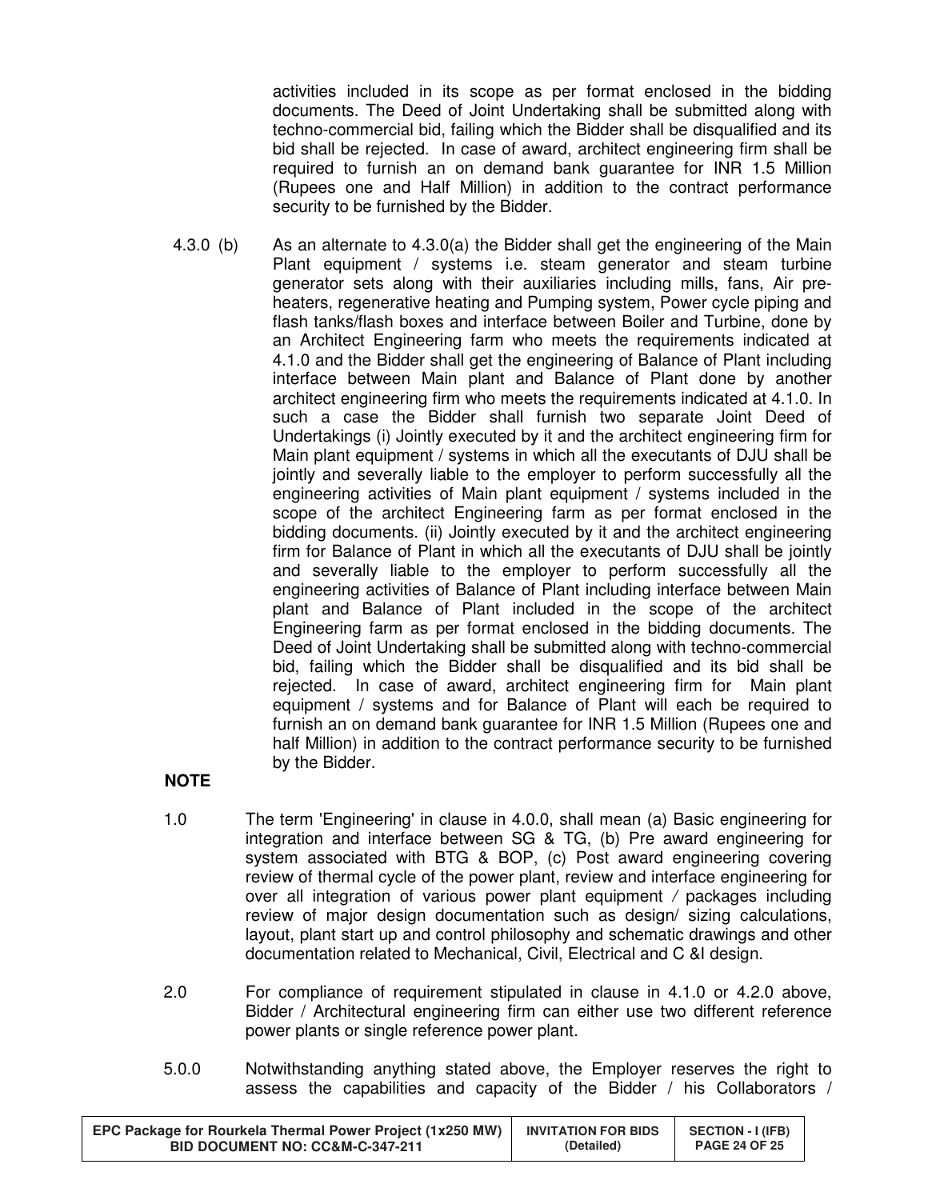activities included in its scope as per format enclosed in the bidding documents. The Deed of Joint Undertaking shall be submitted along with techno-commercial bid, failing which the Bidder shall be disqualified and its bid shall be rejected. In case of award, architect engineering firm shall be required to furnish an on demand bank guarantee for INR 1.5 Million (Rupees one and Half Million) in addition to the contract performance security to be furnished by the Bidder.

4.3.0 (b) As an alternate to 4.3.0(a) the Bidder shall get the engineering of the Main Plant equipment / systems i.e. steam generator and steam turbine generator sets along with their auxiliaries including mills, fans, Air pre-heaters, regenerative heating and Pumping system, Power cycle piping and flash tanks/flash boxes and interface between Boiler and Turbine, done by an Architect Engineering farm who meets the requirements indicated at 4.1.0 and the Bidder shall get the engineering of Balance of Plant including interface between Main plant and Balance of Plant done by another architect engineering firm who meets the requirements indicated at 4.1.0. In such a case the Bidder shall furnish two separate Joint Deed of Undertakings (i) Jointly executed by it and the architect engineering firm for Main plant equipment / systems in which all the executants of DJU shall be jointly and severally liable to the employer to perform successfully all the engineering activities of Main plant equipment / systems included in the scope of the architect Engineering farm as per format enclosed in the bidding documents. (ii) Jointly executed by it and the architect engineering firm for Balance of Plant in which all the executants of DJU shall be jointly and severally liable to the employer to perform successfully all the engineering activities of Balance of Plant including interface between Main plant and Balance of Plant included in the scope of the architect Engineering farm as per format enclosed in the bidding documents. The Deed of Joint Undertaking shall be submitted along with techno-commercial bid, failing which the Bidder shall be disqualified and its bid shall be rejected. In case of award, architect engineering firm for Main plant equipment / systems and for Balance of Plant will each be required to furnish an on demand bank guarantee for INR 1.5 Million (Rupees one and half Million) in addition to the contract performance security to be furnished by the Bidder.

**NOTE**

1.0 The term 'Engineering' in clause in 4.0.0, shall mean (a) Basic engineering for integration and interface between SG & TG, (b) Pre award engineering for system associated with BTG & BOP, (c) Post award engineering covering review of thermal cycle of the power plant, review and interface engineering for over all integration of various power plant equipment / packages including review of major design documentation such as design/ sizing calculations, layout, plant start up and control philosophy and schematic drawings and other documentation related to Mechanical, Civil, Electrical and C &I design.

2.0 For compliance of requirement stipulated in clause in 4.1.0 or 4.2.0 above, Bidder / Architectural engineering firm can either use two different reference power plants or single reference power plant.

5.0.0 Notwithstanding anything stated above, the Employer reserves the right to assess the capabilities and capacity of the Bidder / his Collaborators /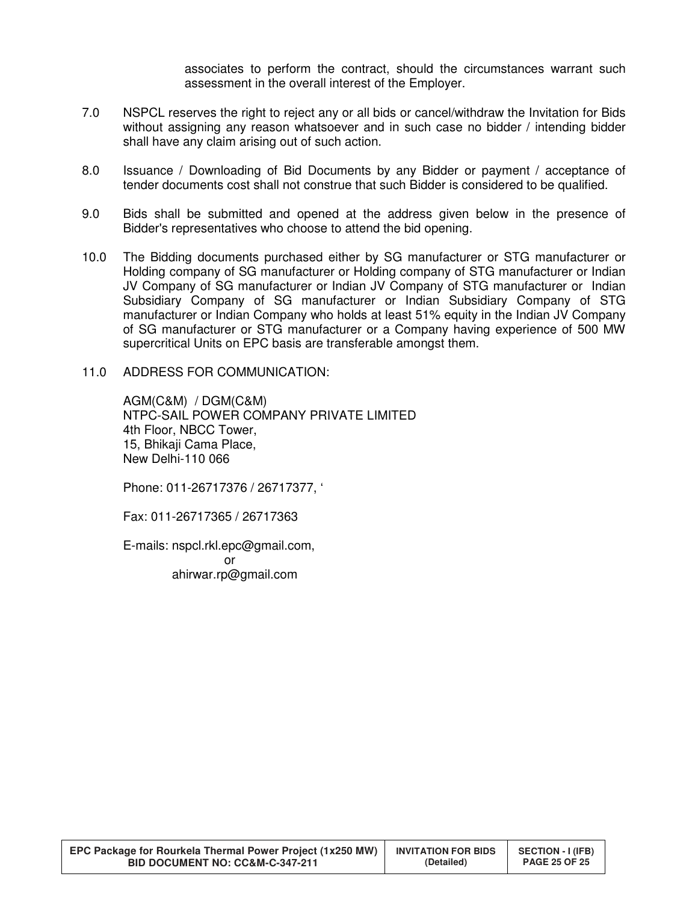associates to perform the contract, should the circumstances warrant such assessment in the overall interest of the Employer.

7.0 NSPCL reserves the right to reject any or all bids or cancel/withdraw the Invitation for Bids without assigning any reason whatsoever and in such case no bidder / intending bidder shall have any claim arising out of such action.

8.0 Issuance / Downloading of Bid Documents by any Bidder or payment / acceptance of tender documents cost shall not construe that such Bidder is considered to be qualified.

9.0 Bids shall be submitted and opened at the address given below in the presence of Bidder's representatives who choose to attend the bid opening.

10.0 The Bidding documents purchased either by SG manufacturer or STG manufacturer or Holding company of SG manufacturer or Holding company of STG manufacturer or Indian JV Company of SG manufacturer or Indian JV Company of STG manufacturer or Indian Subsidiary Company of SG manufacturer or Indian Subsidiary Company of STG manufacturer or Indian Company who holds at least 51% equity in the Indian JV Company of SG manufacturer or STG manufacturer or a Company having experience of 500 MW supercritical Units on EPC basis are transferable amongst them.

11.0 ADDRESS FOR COMMUNICATION:

AGM(C&M) / DGM(C&M)  
NTPC-SAIL POWER COMPANY PRIVATE LIMITED  
4th Floor, NBCC Tower,  
15, Bhikaji Cama Place,  
New Delhi-110 066

Phone: 011-26717376 / 26717377, '

Fax: 011-26717365 / 26717363

E-mails: nspcl.rkl.epc@gmail.com,  
or  
ahirwar.rp@gmail.com